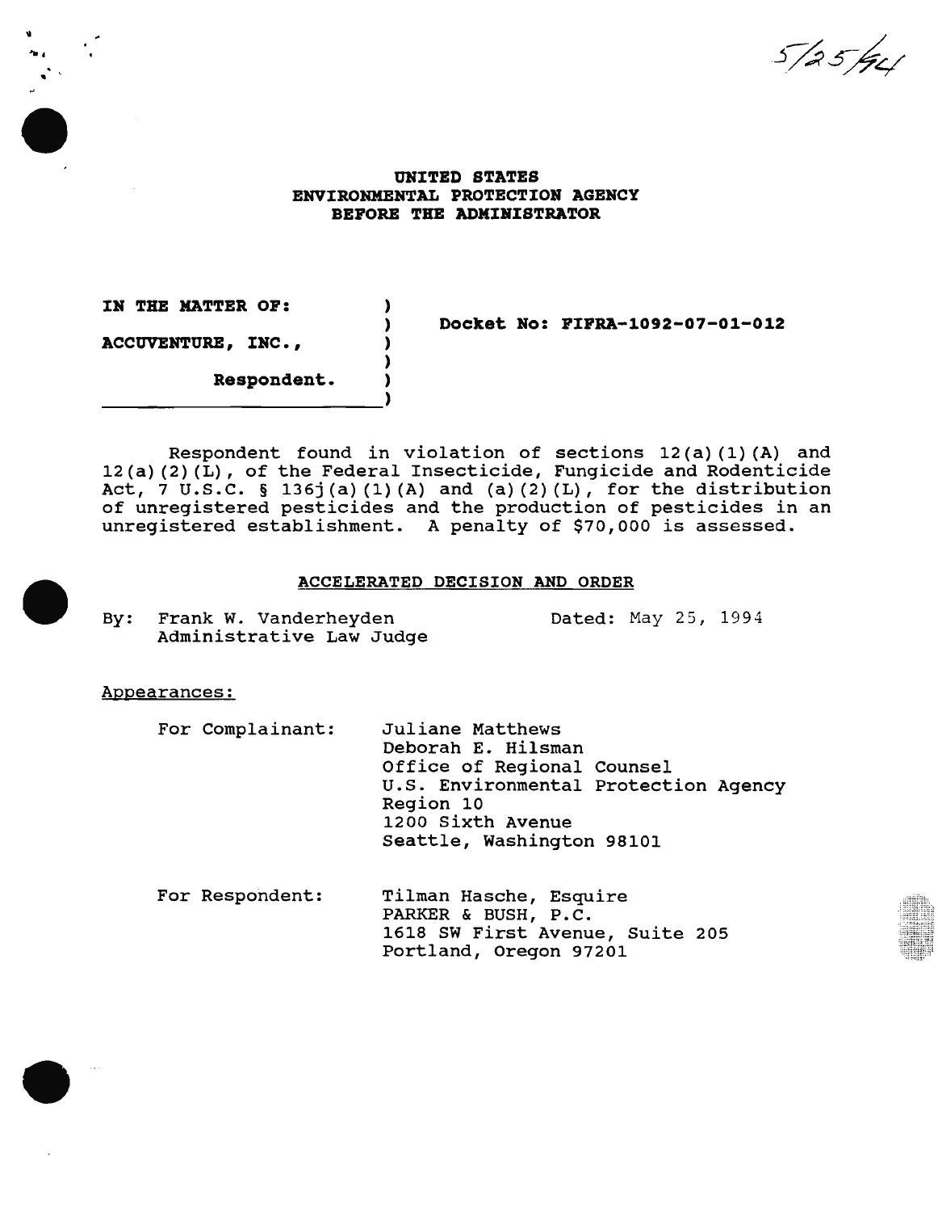5/25/94

**UNITED STATES**
**ENVIRONMENTAL PROTECTION AGENCY**
**BEFORE THE ADMINISTRATOR**

| | | |
|---|---|---|
| **IN THE MATTER OF:** | ) | |
| | ) | **Docket No: FIFRA-1092-07-01-012** |
| **ACCUVENTURE, INC.,** | ) | |
| | ) | |
| **Respondent.** | ) | |

Respondent found in violation of sections 12(a)(1)(A) and 12(a)(2)(L), of the Federal Insecticide, Fungicide and Rodenticide Act, 7 U.S.C. § 136j(a)(1)(A) and (a)(2)(L), for the distribution of unregistered pesticides and the production of pesticides in an unregistered establishment. A penalty of $70,000 is assessed.

## ACCELERATED DECISION AND ORDER

By: Frank W. Vanderheyden
Administrative Law Judge

Dated: May 25, 1994

Appearances:

For Complainant:
Juliane Matthews
Deborah E. Hilsman
Office of Regional Counsel
U.S. Environmental Protection Agency
Region 10
1200 Sixth Avenue
Seattle, Washington 98101

For Respondent:
Tilman Hasche, Esquire
PARKER & BUSH, P.C.
1618 SW First Avenue, Suite 205
Portland, Oregon 97201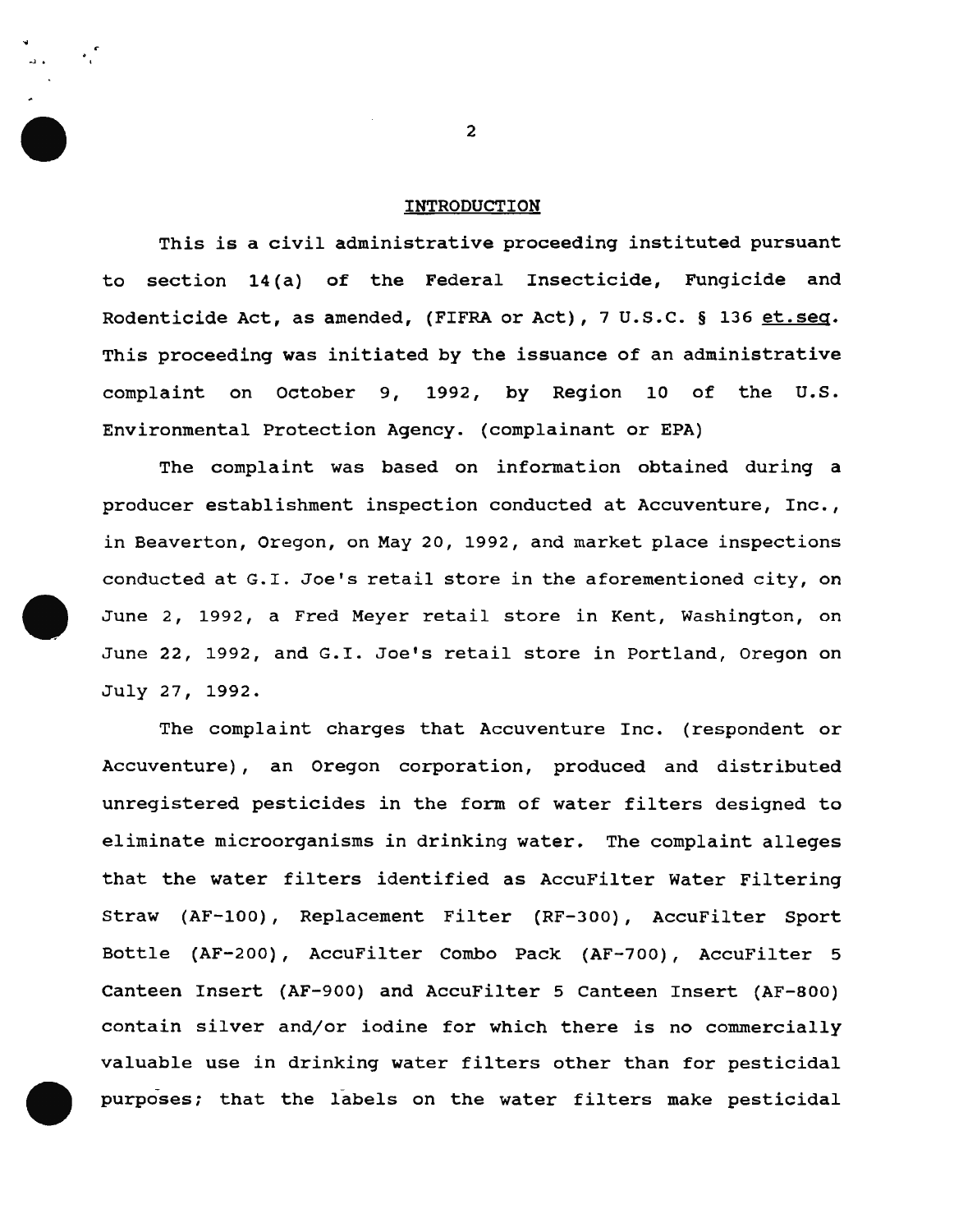## INTRODUCTION

This is a civil administrative proceeding instituted pursuant to section 14(a) of the Federal Insecticide, Fungicide and Rodenticide Act, as amended, (FIFRA or Act), 7 U.S.C. § 136 et.seq. This proceeding was initiated by the issuance of an administrative complaint on October 9, 1992, by Region 10 of the U.S. Environmental Protection Agency. (complainant or EPA)

The complaint was based on information obtained during a producer establishment inspection conducted at Accuventure, Inc., in Beaverton, Oregon, on May 20, 1992, and market place inspections conducted at G.I. Joe's retail store in the aforementioned city, on June 2, 1992, a Fred Meyer retail store in Kent, Washington, on June 22, 1992, and G.I. Joe's retail store in Portland, Oregon on July 27, 1992.

The complaint charges that Accuventure Inc. (respondent or Accuventure), an Oregon corporation, produced and distributed unregistered pesticides in the form of water filters designed to eliminate microorganisms in drinking water. The complaint alleges that the water filters identified as AccuFilter Water Filtering Straw (AF-100), Replacement Filter (RF-300), AccuFilter Sport Bottle (AF-200), AccuFilter Combo Pack (AF-700), AccuFilter 5 Canteen Insert (AF-900) and AccuFilter 5 Canteen Insert (AF-800) contain silver and/or iodine for which there is no commercially valuable use in drinking water filters other than for pesticidal purposes; that the labels on the water filters make pesticidal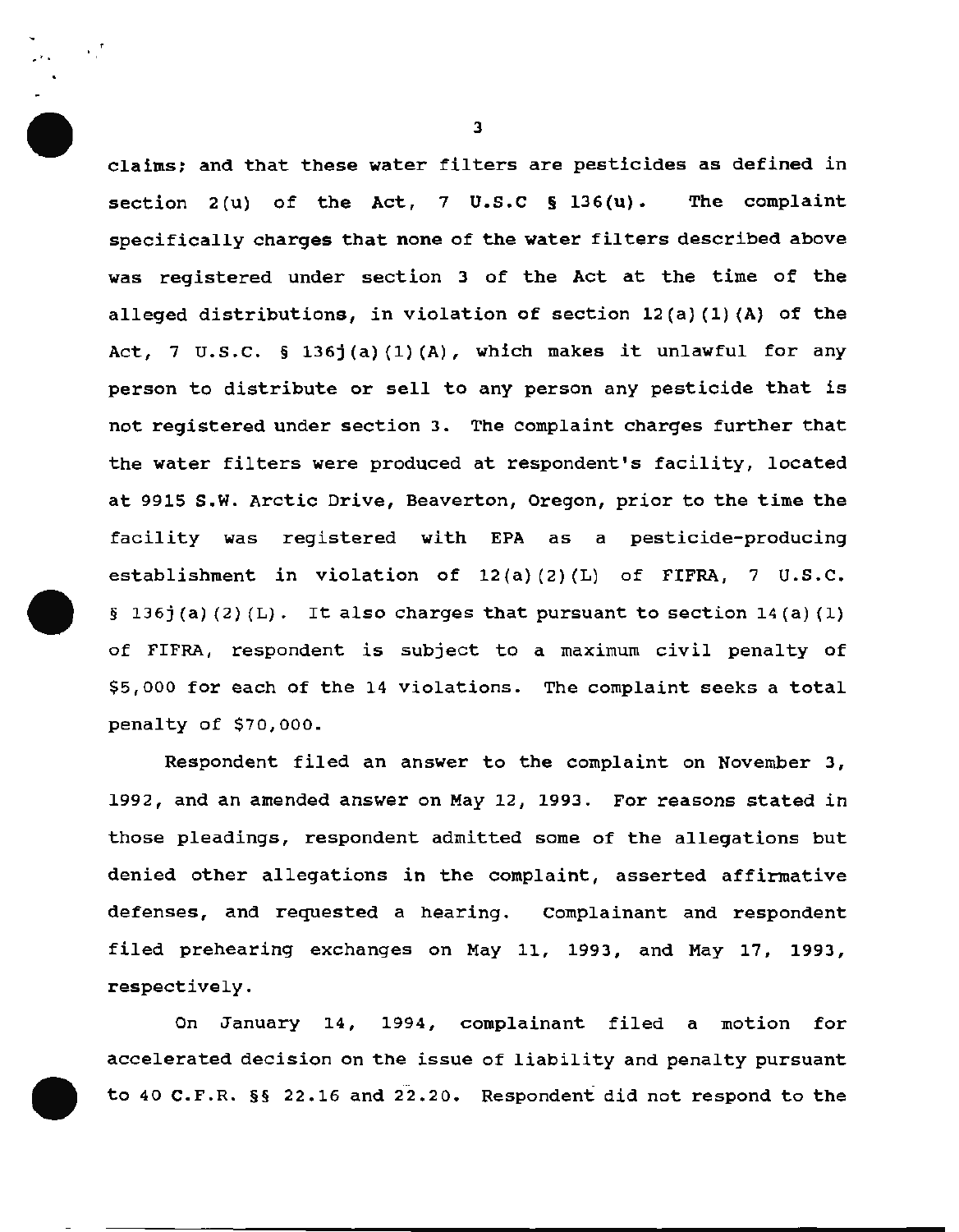claims; and that these water filters are pesticides as defined in section 2(u) of the Act, 7 U.S.C § 136(u). The complaint specifically charges that none of the water filters described above was registered under section 3 of the Act at the time of the alleged distributions, in violation of section 12(a)(1)(A) of the Act, 7 U.S.C. § 136j(a)(1)(A), which makes it unlawful for any person to distribute or sell to any person any pesticide that is not registered under section 3. The complaint charges further that the water filters were produced at respondent's facility, located at 9915 S.W. Arctic Drive, Beaverton, Oregon, prior to the time the facility was registered with EPA as a pesticide-producing establishment in violation of 12(a)(2)(L) of FIFRA, 7 U.S.C. § 136j(a)(2)(L). It also charges that pursuant to section 14(a)(1) of FIFRA, respondent is subject to a maximum civil penalty of $5,000 for each of the 14 violations. The complaint seeks a total penalty of $70,000.

Respondent filed an answer to the complaint on November 3, 1992, and an amended answer on May 12, 1993. For reasons stated in those pleadings, respondent admitted some of the allegations but denied other allegations in the complaint, asserted affirmative defenses, and requested a hearing. Complainant and respondent filed prehearing exchanges on May 11, 1993, and May 17, 1993, respectively.

On January 14, 1994, complainant filed a motion for accelerated decision on the issue of liability and penalty pursuant to 40 C.F.R. §§ 22.16 and 22.20. Respondent did not respond to the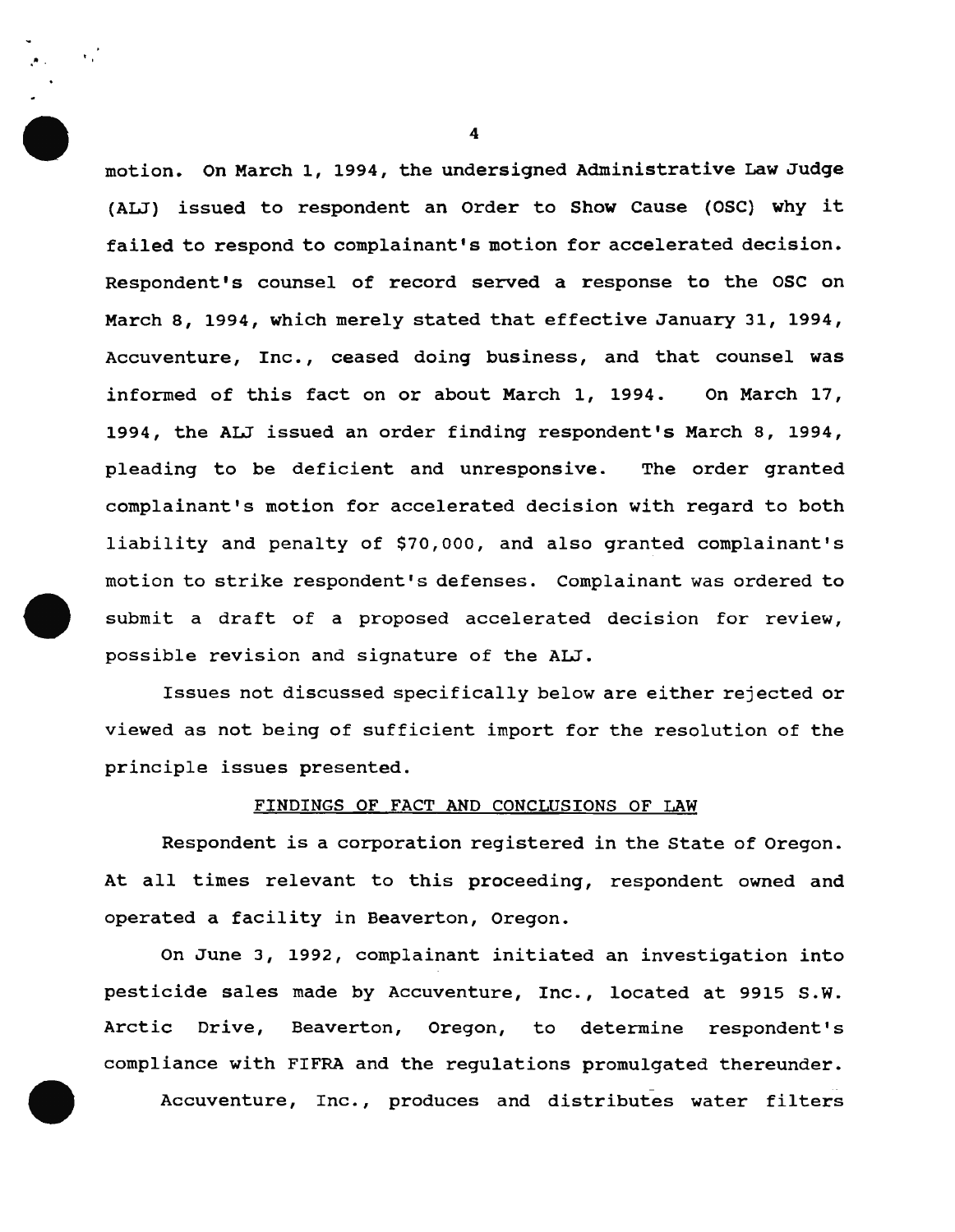motion. On March 1, 1994, the undersigned Administrative Law Judge (ALJ) issued to respondent an Order to Show Cause (OSC) why it failed to respond to complainant's motion for accelerated decision. Respondent's counsel of record served a response to the OSC on March 8, 1994, which merely stated that effective January 31, 1994, Accuventure, Inc., ceased doing business, and that counsel was informed of this fact on or about March 1, 1994. On March 17, 1994, the ALJ issued an order finding respondent's March 8, 1994, pleading to be deficient and unresponsive. The order granted complainant's motion for accelerated decision with regard to both liability and penalty of $70,000, and also granted complainant's motion to strike respondent's defenses. Complainant was ordered to submit a draft of a proposed accelerated decision for review, possible revision and signature of the ALJ.

Issues not discussed specifically below are either rejected or viewed as not being of sufficient import for the resolution of the principle issues presented.

## FINDINGS OF FACT AND CONCLUSIONS OF LAW

Respondent is a corporation registered in the State of Oregon. At all times relevant to this proceeding, respondent owned and operated a facility in Beaverton, Oregon.

On June 3, 1992, complainant initiated an investigation into pesticide sales made by Accuventure, Inc., located at 9915 S.W. Arctic Drive, Beaverton, Oregon, to determine respondent's compliance with FIFRA and the regulations promulgated thereunder.

Accuventure, Inc., produces and distributes water filters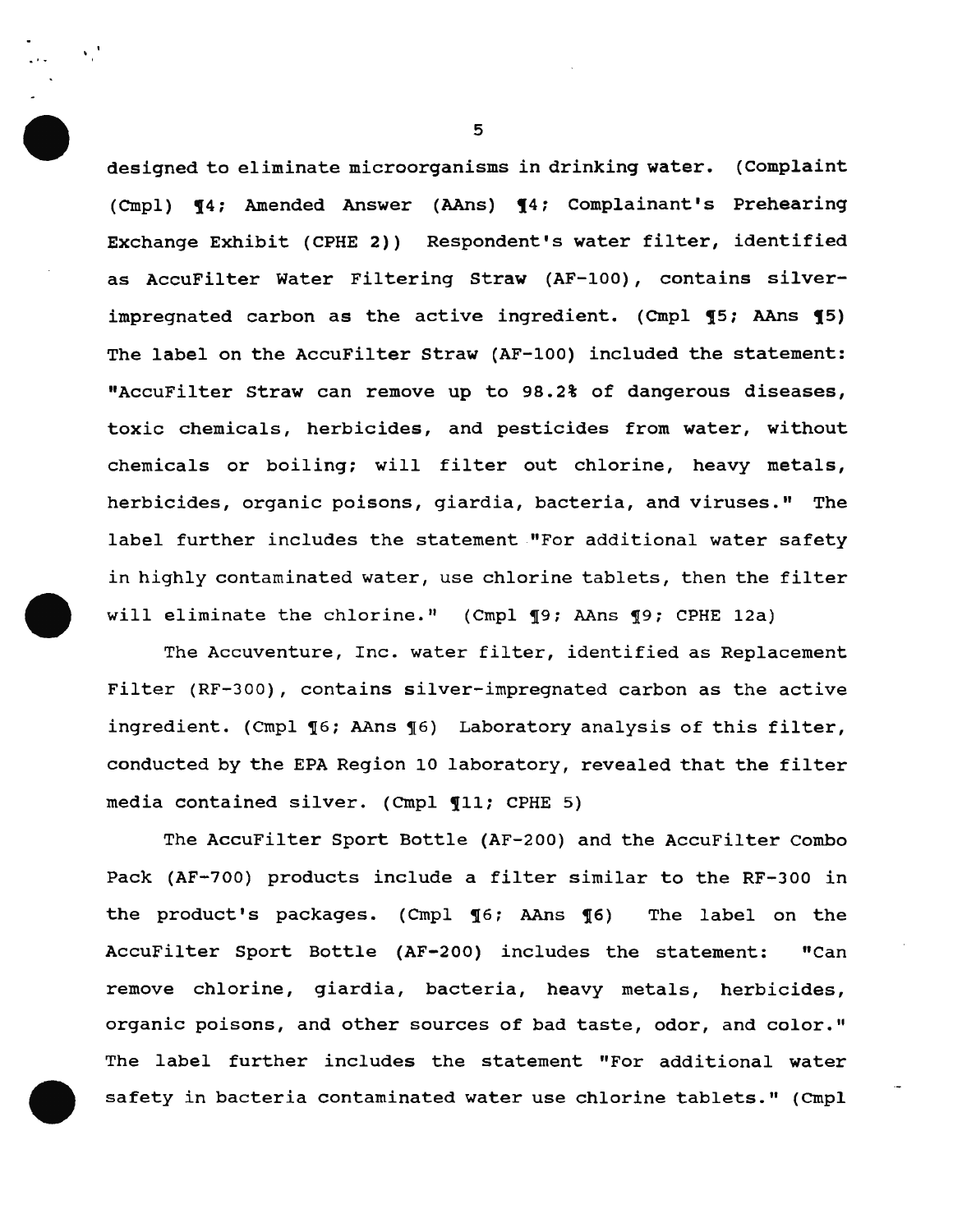designed to eliminate microorganisms in drinking water. (Complaint (Cmpl) ¶4; Amended Answer (AAns) ¶4; Complainant's Prehearing Exchange Exhibit (CPHE 2)) Respondent's water filter, identified as AccuFilter Water Filtering Straw (AF-100), contains silver-impregnated carbon as the active ingredient. (Cmpl ¶5; AAns ¶5) The label on the AccuFilter Straw (AF-100) included the statement: "AccuFilter Straw can remove up to 98.2% of dangerous diseases, toxic chemicals, herbicides, and pesticides from water, without chemicals or boiling; will filter out chlorine, heavy metals, herbicides, organic poisons, giardia, bacteria, and viruses." The label further includes the statement "For additional water safety in highly contaminated water, use chlorine tablets, then the filter will eliminate the chlorine." (Cmpl ¶9; AAns ¶9; CPHE 12a)

The Accuventure, Inc. water filter, identified as Replacement Filter (RF-300), contains silver-impregnated carbon as the active ingredient. (Cmpl ¶6; AAns ¶6) Laboratory analysis of this filter, conducted by the EPA Region 10 laboratory, revealed that the filter media contained silver. (Cmpl ¶11; CPHE 5)

The AccuFilter Sport Bottle (AF-200) and the AccuFilter Combo Pack (AF-700) products include a filter similar to the RF-300 in the product's packages. (Cmpl ¶6; AAns ¶6) The label on the AccuFilter Sport Bottle (AF-200) includes the statement: "Can remove chlorine, giardia, bacteria, heavy metals, herbicides, organic poisons, and other sources of bad taste, odor, and color." The label further includes the statement "For additional water safety in bacteria contaminated water use chlorine tablets." (Cmpl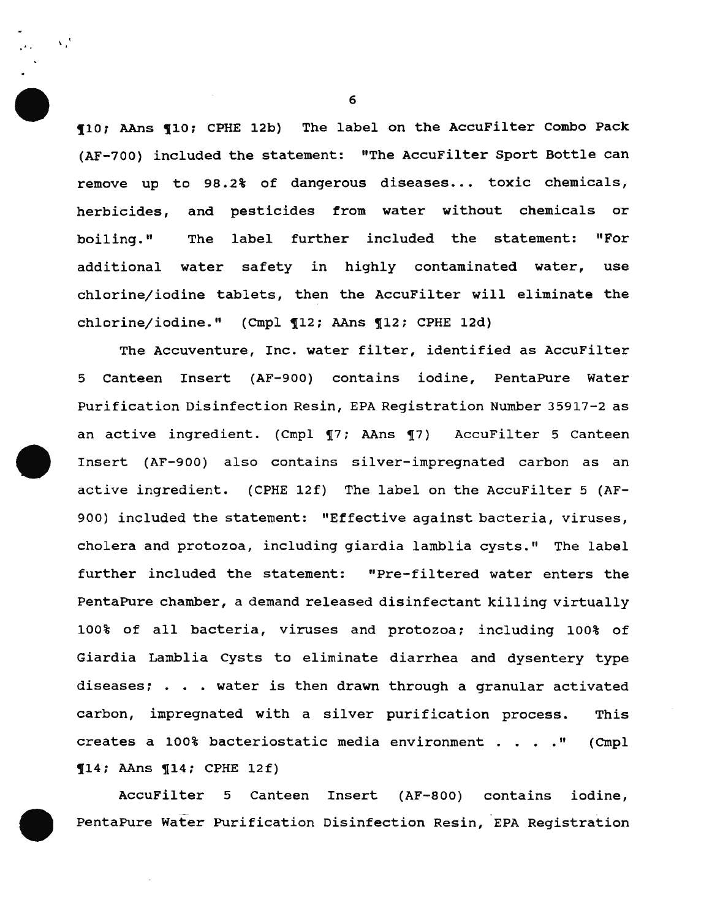¶10; AAns ¶10; CPHE 12b) The label on the AccuFilter Combo Pack (AF-700) included the statement: "The AccuFilter Sport Bottle can remove up to 98.2% of dangerous diseases... toxic chemicals, herbicides, and pesticides from water without chemicals or boiling." The label further included the statement: "For additional water safety in highly contaminated water, use chlorine/iodine tablets, then the AccuFilter will eliminate the chlorine/iodine." (Cmpl ¶12; AAns ¶12; CPHE 12d)

The Accuventure, Inc. water filter, identified as AccuFilter 5 Canteen Insert (AF-900) contains iodine, PentaPure Water Purification Disinfection Resin, EPA Registration Number 35917-2 as an active ingredient. (Cmpl ¶7; AAns ¶7) AccuFilter 5 Canteen Insert (AF-900) also contains silver-impregnated carbon as an active ingredient. (CPHE 12f) The label on the AccuFilter 5 (AF-900) included the statement: "Effective against bacteria, viruses, cholera and protozoa, including giardia lamblia cysts." The label further included the statement: "Pre-filtered water enters the PentaPure chamber, a demand released disinfectant killing virtually 100% of all bacteria, viruses and protozoa; including 100% of Giardia Lamblia Cysts to eliminate diarrhea and dysentery type diseases; . . . water is then drawn through a granular activated carbon, impregnated with a silver purification process. This creates a 100% bacteriostatic media environment . . . ." (Cmpl ¶14; AAns ¶14; CPHE 12f)

AccuFilter 5 Canteen Insert (AF-800) contains iodine, PentaPure Water Purification Disinfection Resin, EPA Registration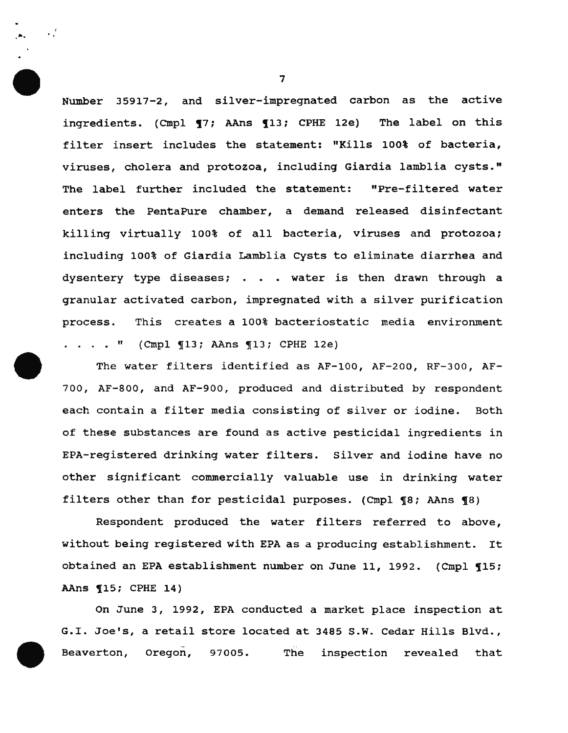Number 35917-2, and silver-impregnated carbon as the active ingredients. (Cmpl ¶7; AAns ¶13; CPHE 12e) The label on this filter insert includes the statement: "Kills 100% of bacteria, viruses, cholera and protozoa, including Giardia lamblia cysts." The label further included the statement: "Pre-filtered water enters the PentaPure chamber, a demand released disinfectant killing virtually 100% of all bacteria, viruses and protozoa; including 100% of Giardia Lamblia Cysts to eliminate diarrhea and dysentery type diseases; . . . water is then drawn through a granular activated carbon, impregnated with a silver purification process. This creates a 100% bacteriostatic media environment . . . ." (Cmpl ¶13; AAns ¶13; CPHE 12e)

The water filters identified as AF-100, AF-200, RF-300, AF-700, AF-800, and AF-900, produced and distributed by respondent each contain a filter media consisting of silver or iodine. Both of these substances are found as active pesticidal ingredients in EPA-registered drinking water filters. Silver and iodine have no other significant commercially valuable use in drinking water filters other than for pesticidal purposes. (Cmpl ¶8; AAns ¶8)

Respondent produced the water filters referred to above, without being registered with EPA as a producing establishment. It obtained an EPA establishment number on June 11, 1992. (Cmpl ¶15; AAns ¶15; CPHE 14)

On June 3, 1992, EPA conducted a market place inspection at G.I. Joe's, a retail store located at 3485 S.W. Cedar Hills Blvd., Beaverton, Oregon, 97005. The inspection revealed that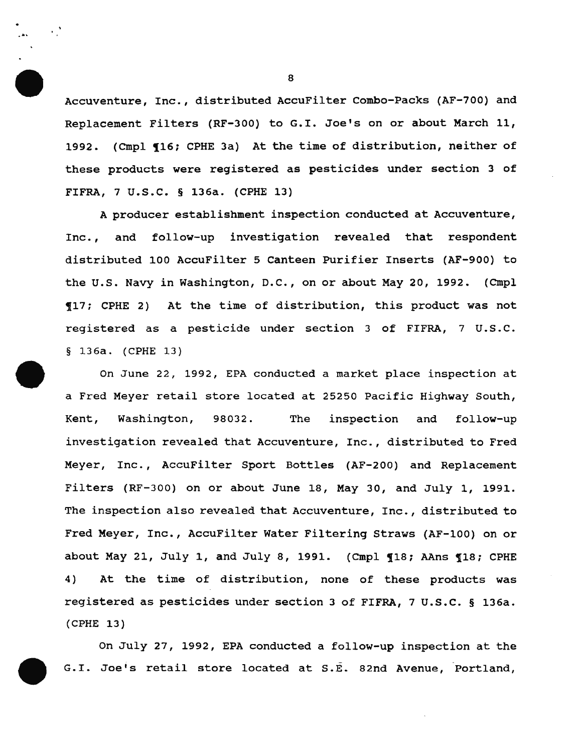Accuventure, Inc., distributed AccuFilter Combo-Packs (AF-700) and Replacement Filters (RF-300) to G.I. Joe's on or about March 11, 1992. (Cmpl ¶16; CPHE 3a) At the time of distribution, neither of these products were registered as pesticides under section 3 of FIFRA, 7 U.S.C. § 136a. (CPHE 13)

A producer establishment inspection conducted at Accuventure, Inc., and follow-up investigation revealed that respondent distributed 100 AccuFilter 5 Canteen Purifier Inserts (AF-900) to the U.S. Navy in Washington, D.C., on or about May 20, 1992. (Cmpl ¶17; CPHE 2) At the time of distribution, this product was not registered as a pesticide under section 3 of FIFRA, 7 U.S.C. § 136a. (CPHE 13)

On June 22, 1992, EPA conducted a market place inspection at a Fred Meyer retail store located at 25250 Pacific Highway South, Kent, Washington, 98032. The inspection and follow-up investigation revealed that Accuventure, Inc., distributed to Fred Meyer, Inc., AccuFilter Sport Bottles (AF-200) and Replacement Filters (RF-300) on or about June 18, May 30, and July 1, 1991. The inspection also revealed that Accuventure, Inc., distributed to Fred Meyer, Inc., AccuFilter Water Filtering Straws (AF-100) on or about May 21, July 1, and July 8, 1991. (Cmpl ¶18; AAns ¶18; CPHE 4) At the time of distribution, none of these products was registered as pesticides under section 3 of FIFRA, 7 U.S.C. § 136a. (CPHE 13)

On July 27, 1992, EPA conducted a follow-up inspection at the G.I. Joe's retail store located at S.E. 82nd Avenue, Portland,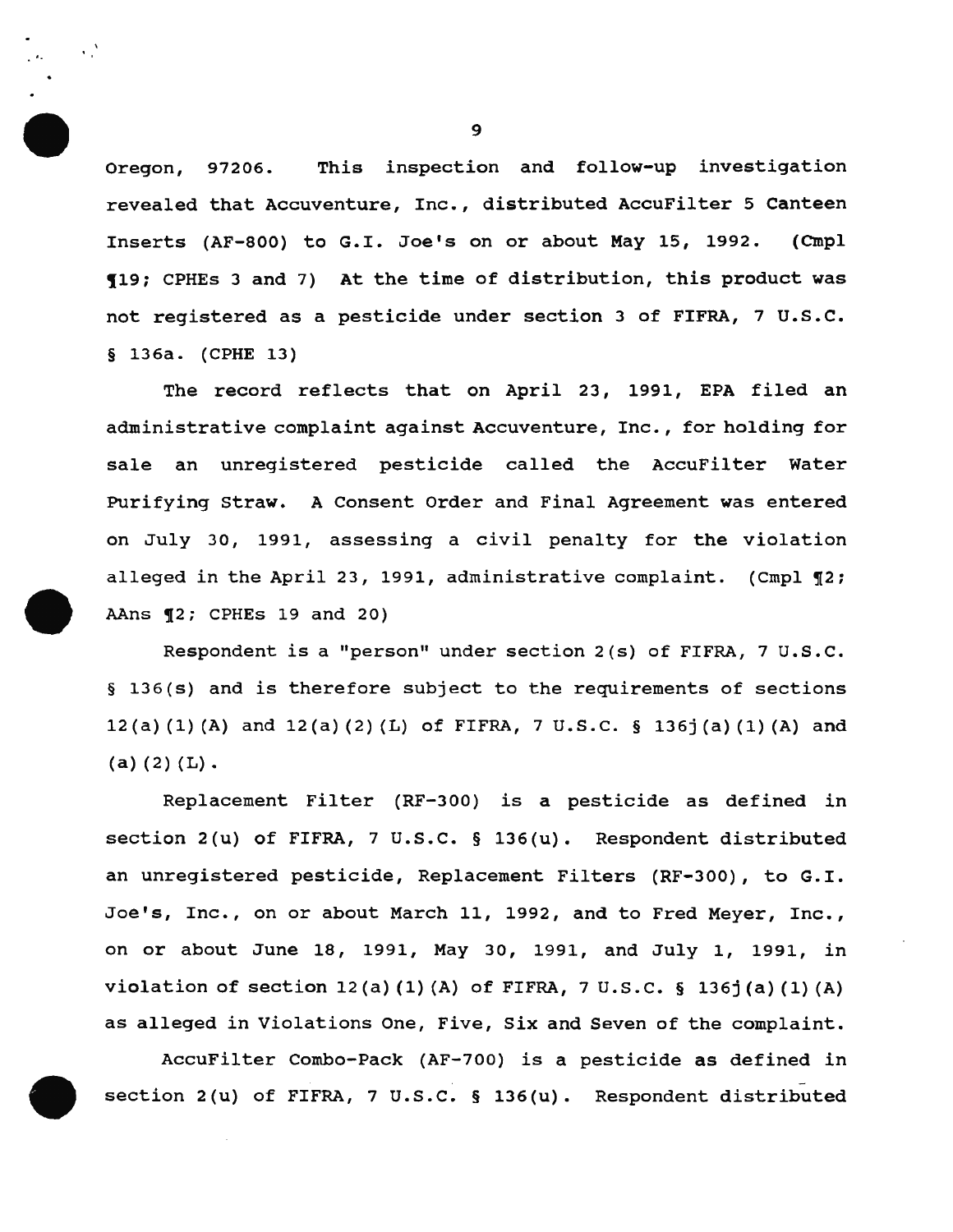Oregon, 97206. This inspection and follow-up investigation revealed that Accuventure, Inc., distributed AccuFilter 5 Canteen Inserts (AF-800) to G.I. Joe's on or about May 15, 1992. (Cmpl ¶19; CPHEs 3 and 7) At the time of distribution, this product was not registered as a pesticide under section 3 of FIFRA, 7 U.S.C. § 136a. (CPHE 13)

The record reflects that on April 23, 1991, EPA filed an administrative complaint against Accuventure, Inc., for holding for sale an unregistered pesticide called the AccuFilter Water Purifying Straw. A Consent Order and Final Agreement was entered on July 30, 1991, assessing a civil penalty for the violation alleged in the April 23, 1991, administrative complaint. (Cmpl ¶2; AAns ¶2; CPHEs 19 and 20)

Respondent is a "person" under section 2(s) of FIFRA, 7 U.S.C. § 136(s) and is therefore subject to the requirements of sections 12(a)(1)(A) and 12(a)(2)(L) of FIFRA, 7 U.S.C. § 136j(a)(1)(A) and (a)(2)(L).

Replacement Filter (RF-300) is a pesticide as defined in section 2(u) of FIFRA, 7 U.S.C. § 136(u). Respondent distributed an unregistered pesticide, Replacement Filters (RF-300), to G.I. Joe's, Inc., on or about March 11, 1992, and to Fred Meyer, Inc., on or about June 18, 1991, May 30, 1991, and July 1, 1991, in violation of section 12(a)(1)(A) of FIFRA, 7 U.S.C. § 136j(a)(1)(A) as alleged in Violations One, Five, Six and Seven of the complaint.

AccuFilter Combo-Pack (AF-700) is a pesticide as defined in section 2(u) of FIFRA, 7 U.S.C. § 136(u). Respondent distributed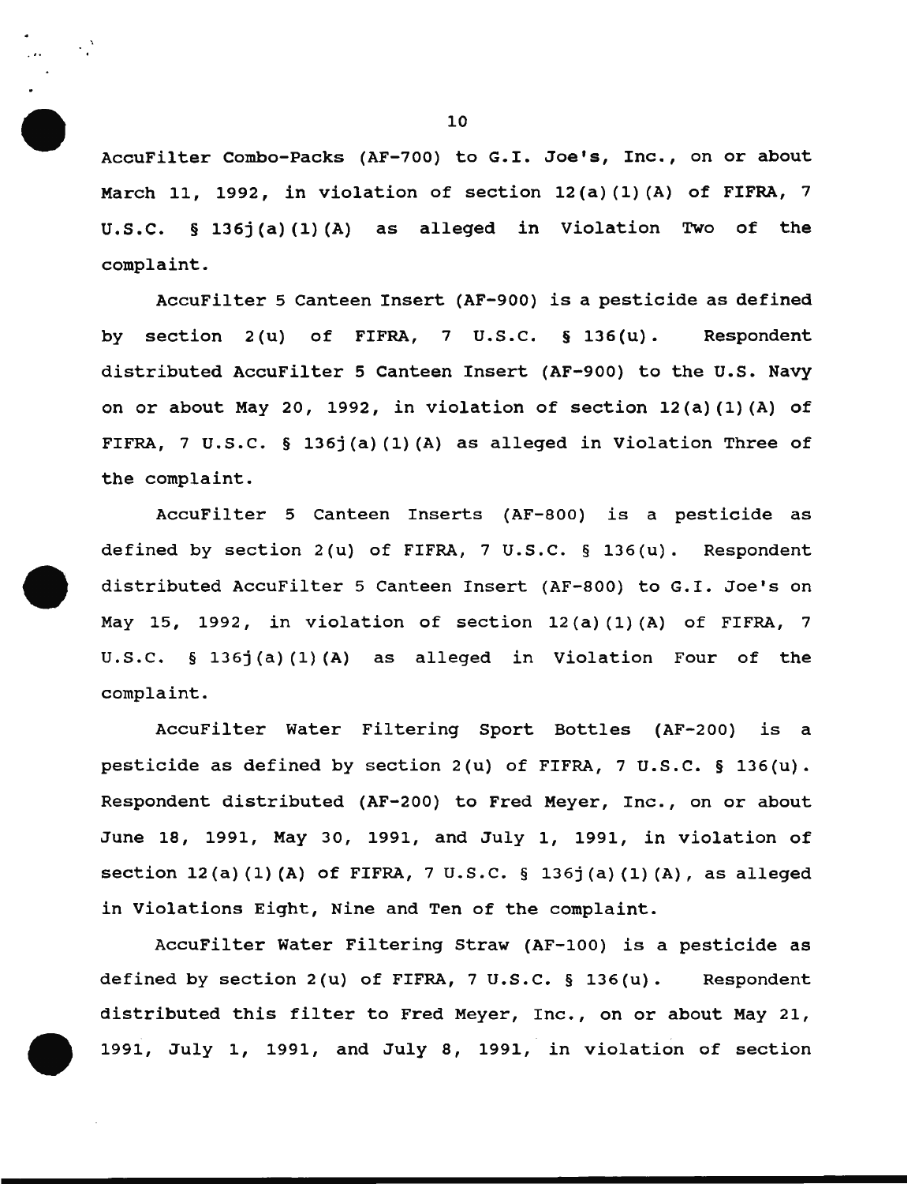AccuFilter Combo-Packs (AF-700) to G.I. Joe's, Inc., on or about March 11, 1992, in violation of section 12(a)(1)(A) of FIFRA, 7 U.S.C. § 136j(a)(1)(A) as alleged in Violation Two of the complaint.

AccuFilter 5 Canteen Insert (AF-900) is a pesticide as defined by section 2(u) of FIFRA, 7 U.S.C. § 136(u). Respondent distributed AccuFilter 5 Canteen Insert (AF-900) to the U.S. Navy on or about May 20, 1992, in violation of section 12(a)(1)(A) of FIFRA, 7 U.S.C. § 136j(a)(1)(A) as alleged in Violation Three of the complaint.

AccuFilter 5 Canteen Inserts (AF-800) is a pesticide as defined by section 2(u) of FIFRA, 7 U.S.C. § 136(u). Respondent distributed AccuFilter 5 Canteen Insert (AF-800) to G.I. Joe's on May 15, 1992, in violation of section 12(a)(1)(A) of FIFRA, 7 U.S.C. § 136j(a)(1)(A) as alleged in Violation Four of the complaint.

AccuFilter Water Filtering Sport Bottles (AF-200) is a pesticide as defined by section 2(u) of FIFRA, 7 U.S.C. § 136(u). Respondent distributed (AF-200) to Fred Meyer, Inc., on or about June 18, 1991, May 30, 1991, and July 1, 1991, in violation of section 12(a)(1)(A) of FIFRA, 7 U.S.C. § 136j(a)(1)(A), as alleged in Violations Eight, Nine and Ten of the complaint.

AccuFilter Water Filtering Straw (AF-100) is a pesticide as defined by section 2(u) of FIFRA, 7 U.S.C. § 136(u). Respondent distributed this filter to Fred Meyer, Inc., on or about May 21, 1991, July 1, 1991, and July 8, 1991, in violation of section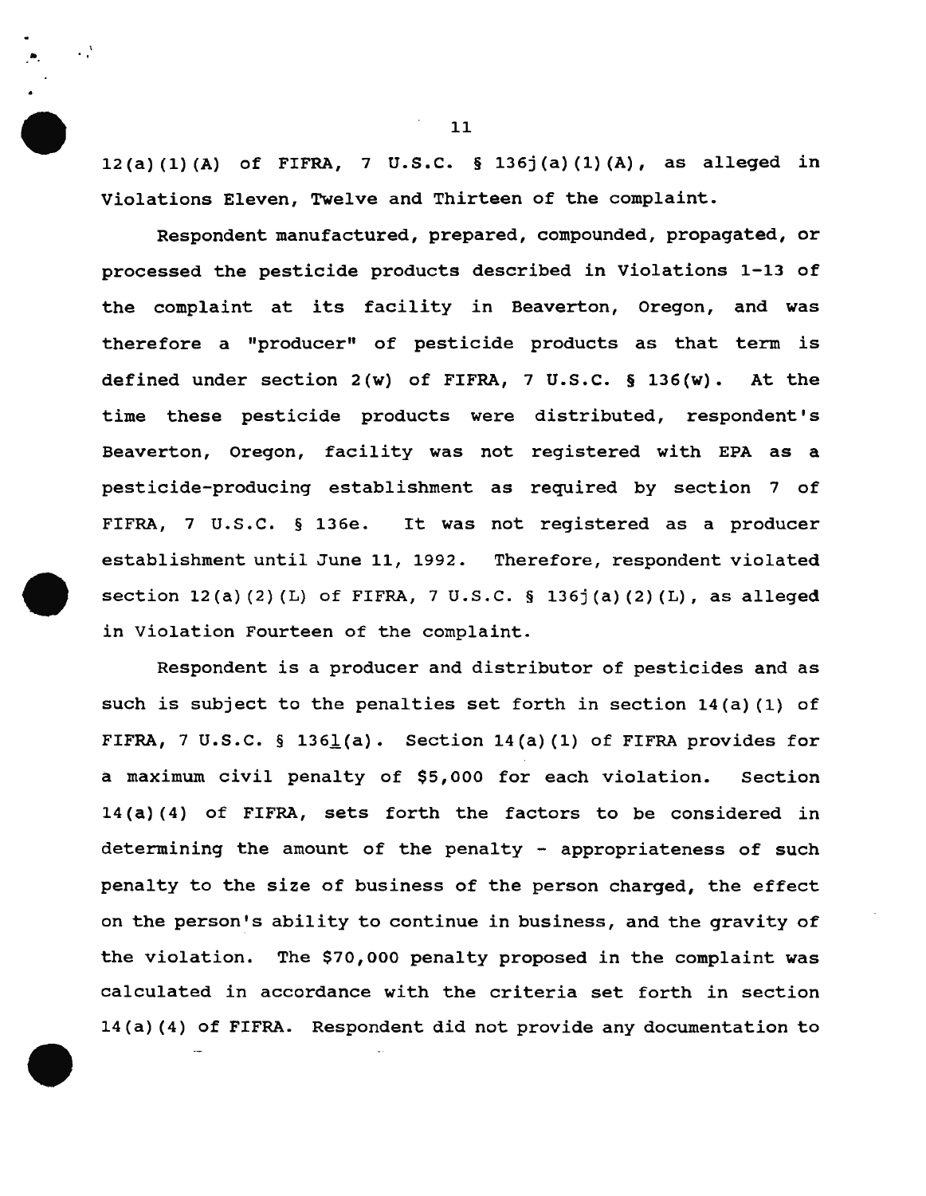12(a)(1)(A) of FIFRA, 7 U.S.C. § 136j(a)(1)(A), as alleged in Violations Eleven, Twelve and Thirteen of the complaint.

Respondent manufactured, prepared, compounded, propagated, or processed the pesticide products described in Violations 1-13 of the complaint at its facility in Beaverton, Oregon, and was therefore a "producer" of pesticide products as that term is defined under section 2(w) of FIFRA, 7 U.S.C. § 136(w). At the time these pesticide products were distributed, respondent's Beaverton, Oregon, facility was not registered with EPA as a pesticide-producing establishment as required by section 7 of FIFRA, 7 U.S.C. § 136e. It was not registered as a producer establishment until June 11, 1992. Therefore, respondent violated section 12(a)(2)(L) of FIFRA, 7 U.S.C. § 136j(a)(2)(L), as alleged in Violation Fourteen of the complaint.

Respondent is a producer and distributor of pesticides and as such is subject to the penalties set forth in section 14(a)(1) of FIFRA, 7 U.S.C. § 136l(a). Section 14(a)(1) of FIFRA provides for a maximum civil penalty of $5,000 for each violation. Section 14(a)(4) of FIFRA, sets forth the factors to be considered in determining the amount of the penalty - appropriateness of such penalty to the size of business of the person charged, the effect on the person's ability to continue in business, and the gravity of the violation. The $70,000 penalty proposed in the complaint was calculated in accordance with the criteria set forth in section 14(a)(4) of FIFRA. Respondent did not provide any documentation to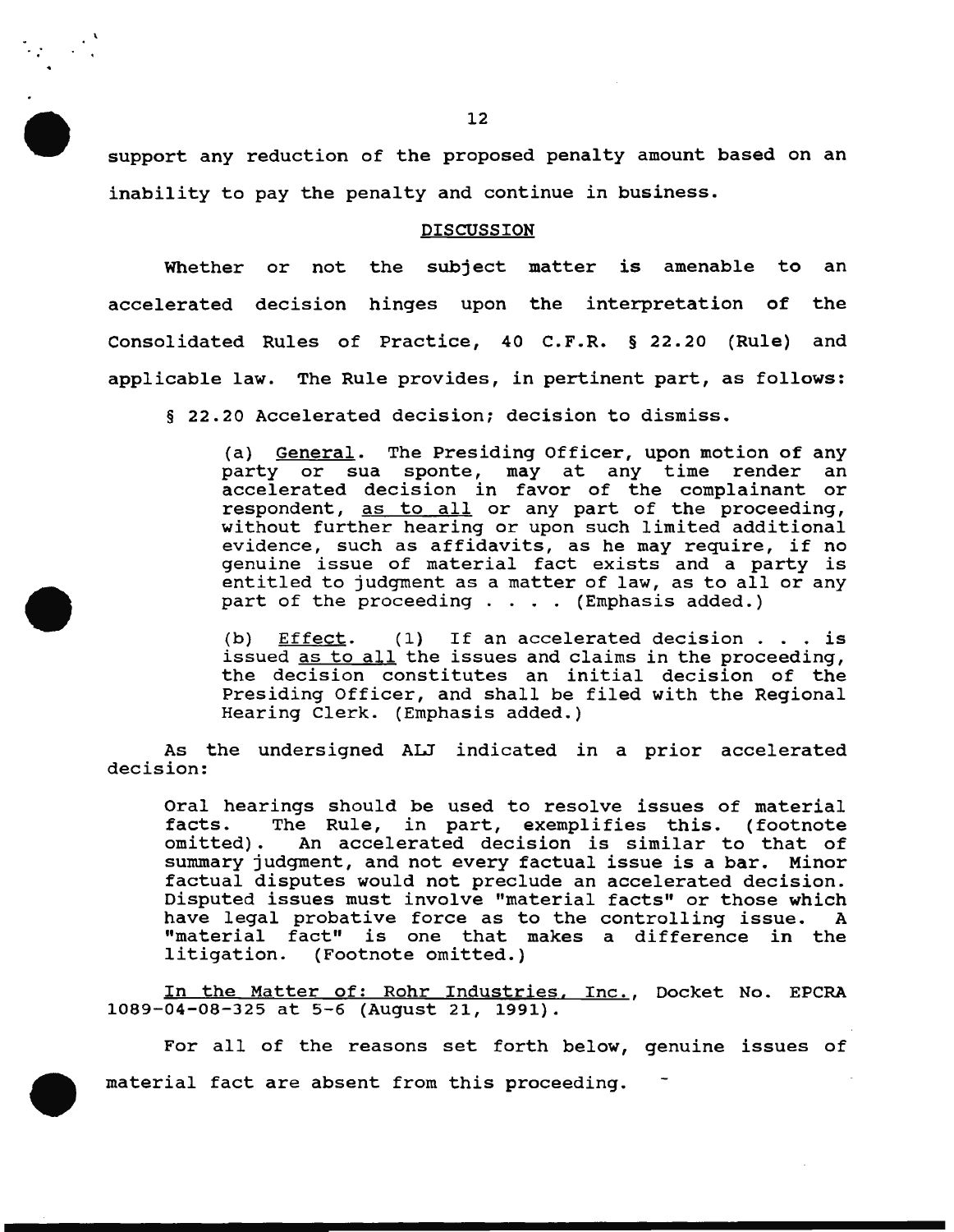support any reduction of the proposed penalty amount based on an inability to pay the penalty and continue in business.

## DISCUSSION

Whether or not the subject matter is amenable to an accelerated decision hinges upon the interpretation of the Consolidated Rules of Practice, 40 C.F.R. § 22.20 (Rule) and applicable law. The Rule provides, in pertinent part, as follows:

> § 22.20 Accelerated decision; decision to dismiss.
>
> (a) General. The Presiding Officer, upon motion of any party or sua sponte, may at any time render an accelerated decision in favor of the complainant or respondent, as to all or any part of the proceeding, without further hearing or upon such limited additional evidence, such as affidavits, as he may require, if no genuine issue of material fact exists and a party is entitled to judgment as a matter of law, as to all or any part of the proceeding . . . . (Emphasis added.)
>
> (b) Effect. (1) If an accelerated decision . . . is issued as to all the issues and claims in the proceeding, the decision constitutes an initial decision of the Presiding Officer, and shall be filed with the Regional Hearing Clerk. (Emphasis added.)

As the undersigned ALJ indicated in a prior accelerated decision:

> Oral hearings should be used to resolve issues of material facts. The Rule, in part, exemplifies this. (footnote omitted). An accelerated decision is similar to that of summary judgment, and not every factual issue is a bar. Minor factual disputes would not preclude an accelerated decision. Disputed issues must involve "material facts" or those which have legal probative force as to the controlling issue. A "material fact" is one that makes a difference in the litigation. (Footnote omitted.)

In the Matter of: Rohr Industries, Inc., Docket No. EPCRA 1089-04-08-325 at 5-6 (August 21, 1991).

For all of the reasons set forth below, genuine issues of material fact are absent from this proceeding.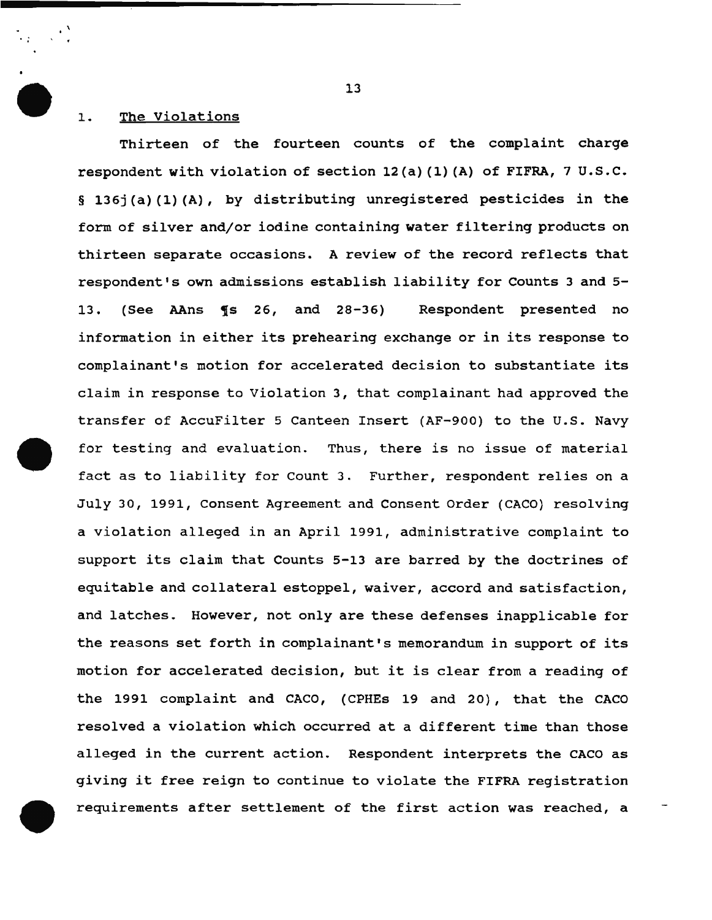1. <u>The Violations</u>

Thirteen of the fourteen counts of the complaint charge respondent with violation of section 12(a)(1)(A) of FIFRA, 7 U.S.C. § 136j(a)(1)(A), by distributing unregistered pesticides in the form of silver and/or iodine containing water filtering products on thirteen separate occasions. A review of the record reflects that respondent's own admissions establish liability for Counts 3 and 5-13. (See AAns ¶s 26, and 28-36) Respondent presented no information in either its prehearing exchange or in its response to complainant's motion for accelerated decision to substantiate its claim in response to Violation 3, that complainant had approved the transfer of AccuFilter 5 Canteen Insert (AF-900) to the U.S. Navy for testing and evaluation. Thus, there is no issue of material fact as to liability for Count 3. Further, respondent relies on a July 30, 1991, Consent Agreement and Consent Order (CACO) resolving a violation alleged in an April 1991, administrative complaint to support its claim that Counts 5-13 are barred by the doctrines of equitable and collateral estoppel, waiver, accord and satisfaction, and latches. However, not only are these defenses inapplicable for the reasons set forth in complainant's memorandum in support of its motion for accelerated decision, but it is clear from a reading of the 1991 complaint and CACO, (CPHEs 19 and 20), that the CACO resolved a violation which occurred at a different time than those alleged in the current action. Respondent interprets the CACO as giving it free reign to continue to violate the FIFRA registration requirements after settlement of the first action was reached, a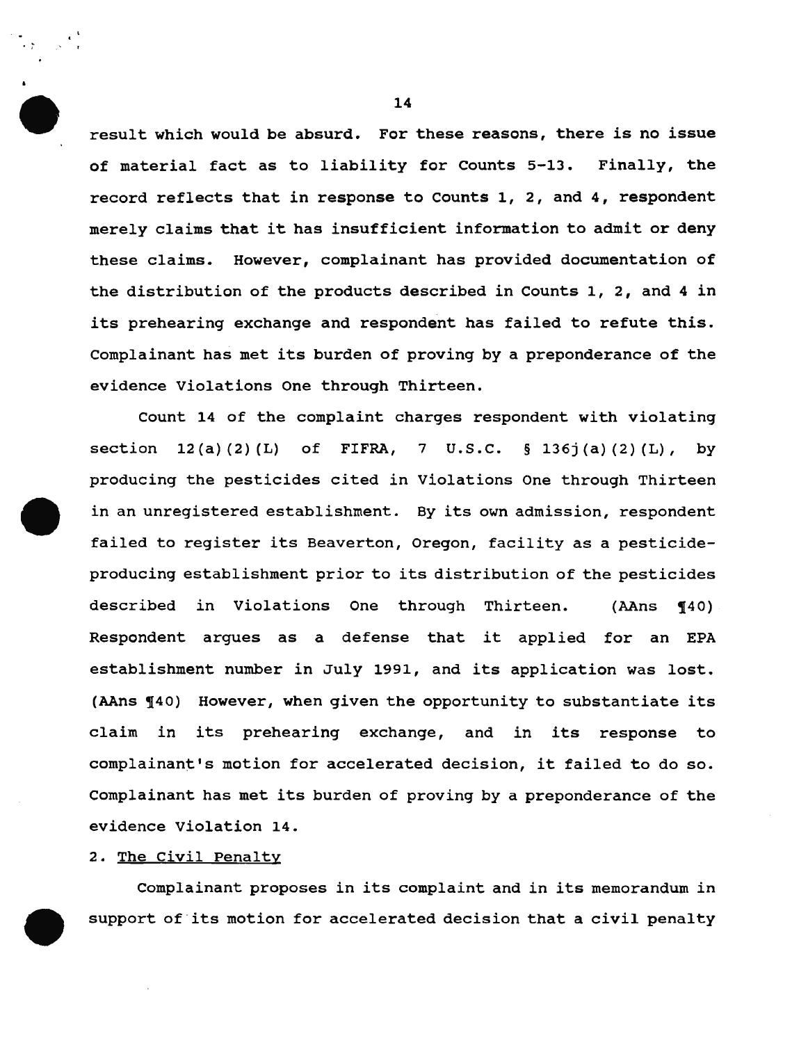result which would be absurd. For these reasons, there is no issue of material fact as to liability for Counts 5-13. Finally, the record reflects that in response to Counts 1, 2, and 4, respondent merely claims that it has insufficient information to admit or deny these claims. However, complainant has provided documentation of the distribution of the products described in Counts 1, 2, and 4 in its prehearing exchange and respondent has failed to refute this. Complainant has met its burden of proving by a preponderance of the evidence Violations One through Thirteen.

Count 14 of the complaint charges respondent with violating section 12(a)(2)(L) of FIFRA, 7 U.S.C. § 136j(a)(2)(L), by producing the pesticides cited in Violations One through Thirteen in an unregistered establishment. By its own admission, respondent failed to register its Beaverton, Oregon, facility as a pesticide-producing establishment prior to its distribution of the pesticides described in Violations One through Thirteen. (AAns ¶40) Respondent argues as a defense that it applied for an EPA establishment number in July 1991, and its application was lost. (AAns ¶40) However, when given the opportunity to substantiate its claim in its prehearing exchange, and in its response to complainant's motion for accelerated decision, it failed to do so. Complainant has met its burden of proving by a preponderance of the evidence Violation 14.

2. <u>The Civil Penalty</u>

Complainant proposes in its complaint and in its memorandum in support of its motion for accelerated decision that a civil penalty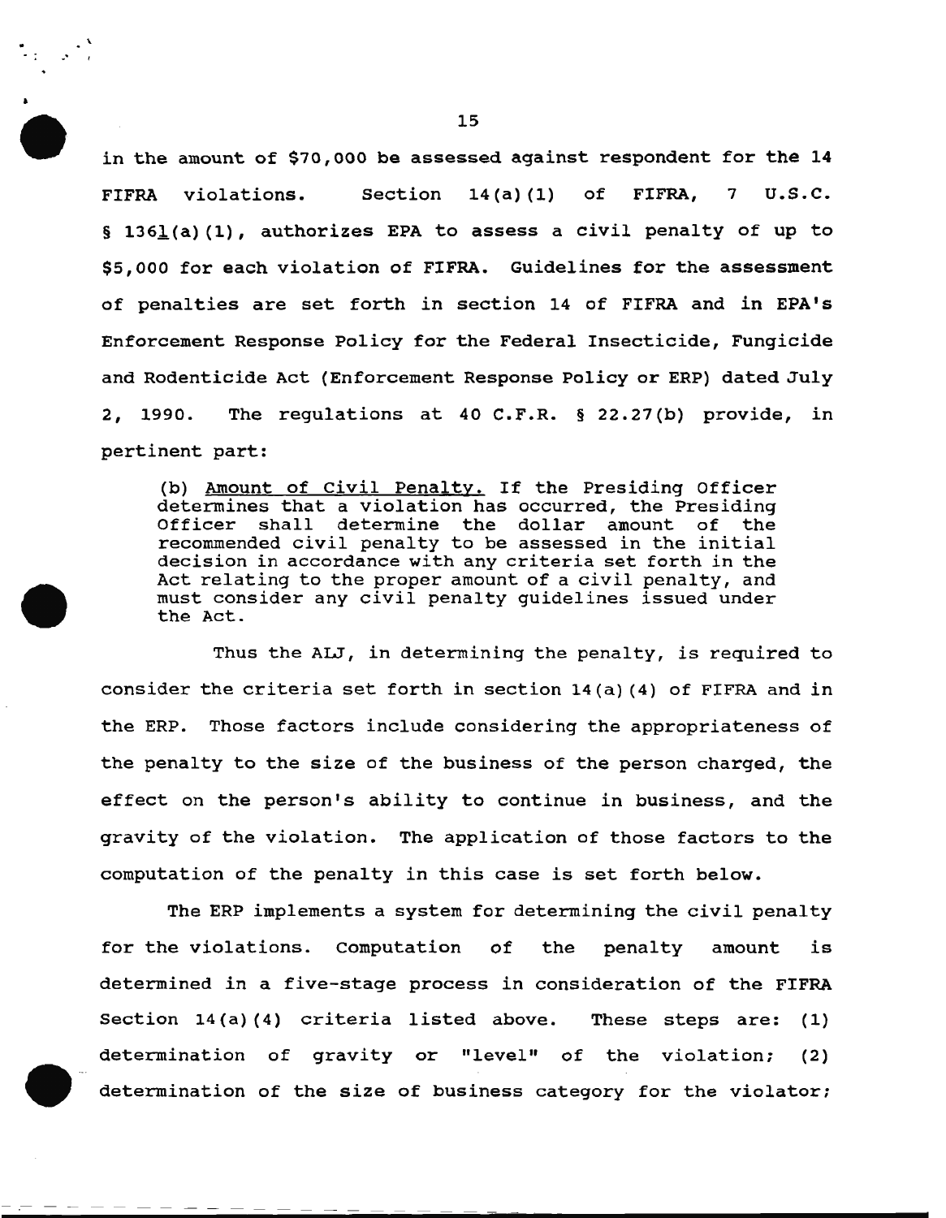in the amount of $70,000 be assessed against respondent for the 14 FIFRA violations. Section 14(a)(1) of FIFRA, 7 U.S.C. § 136l(a)(1), authorizes EPA to assess a civil penalty of up to $5,000 for each violation of FIFRA. Guidelines for the assessment of penalties are set forth in section 14 of FIFRA and in EPA's Enforcement Response Policy for the Federal Insecticide, Fungicide and Rodenticide Act (Enforcement Response Policy or ERP) dated July 2, 1990. The regulations at 40 C.F.R. § 22.27(b) provide, in pertinent part:

> (b) Amount of Civil Penalty. If the Presiding Officer determines that a violation has occurred, the Presiding Officer shall determine the dollar amount of the recommended civil penalty to be assessed in the initial decision in accordance with any criteria set forth in the Act relating to the proper amount of a civil penalty, and must consider any civil penalty guidelines issued under the Act.

Thus the ALJ, in determining the penalty, is required to consider the criteria set forth in section 14(a)(4) of FIFRA and in the ERP. Those factors include considering the appropriateness of the penalty to the size of the business of the person charged, the effect on the person's ability to continue in business, and the gravity of the violation. The application of those factors to the computation of the penalty in this case is set forth below.

The ERP implements a system for determining the civil penalty for the violations. Computation of the penalty amount is determined in a five-stage process in consideration of the FIFRA Section 14(a)(4) criteria listed above. These steps are: (1) determination of gravity or "level" of the violation; (2) determination of the size of business category for the violator;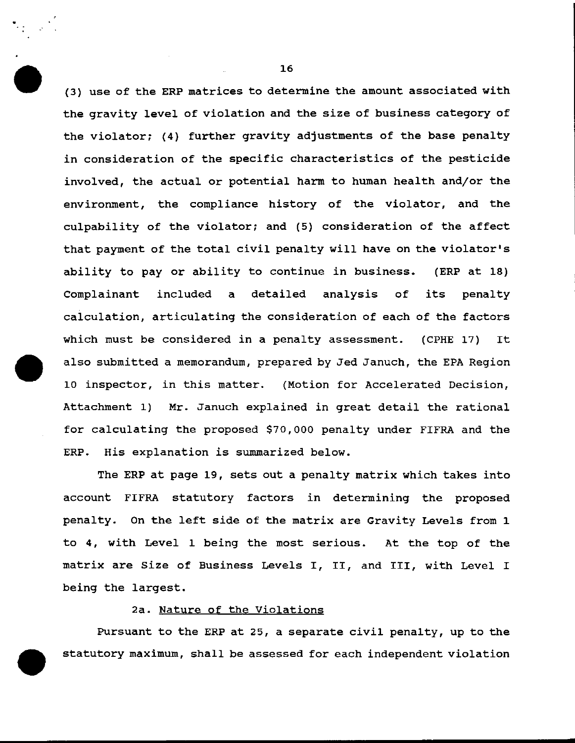(3) use of the ERP matrices to determine the amount associated with the gravity level of violation and the size of business category of the violator; (4) further gravity adjustments of the base penalty in consideration of the specific characteristics of the pesticide involved, the actual or potential harm to human health and/or the environment, the compliance history of the violator, and the culpability of the violator; and (5) consideration of the affect that payment of the total civil penalty will have on the violator's ability to pay or ability to continue in business. (ERP at 18) Complainant included a detailed analysis of its penalty calculation, articulating the consideration of each of the factors which must be considered in a penalty assessment. (CPHE 17) It also submitted a memorandum, prepared by Jed Januch, the EPA Region 10 inspector, in this matter. (Motion for Accelerated Decision, Attachment 1) Mr. Januch explained in great detail the rational for calculating the proposed $70,000 penalty under FIFRA and the ERP. His explanation is summarized below.

The ERP at page 19, sets out a penalty matrix which takes into account FIFRA statutory factors in determining the proposed penalty. On the left side of the matrix are Gravity Levels from 1 to 4, with Level 1 being the most serious. At the top of the matrix are Size of Business Levels I, II, and III, with Level I being the largest.

2a. Nature of the Violations

Pursuant to the ERP at 25, a separate civil penalty, up to the statutory maximum, shall be assessed for each independent violation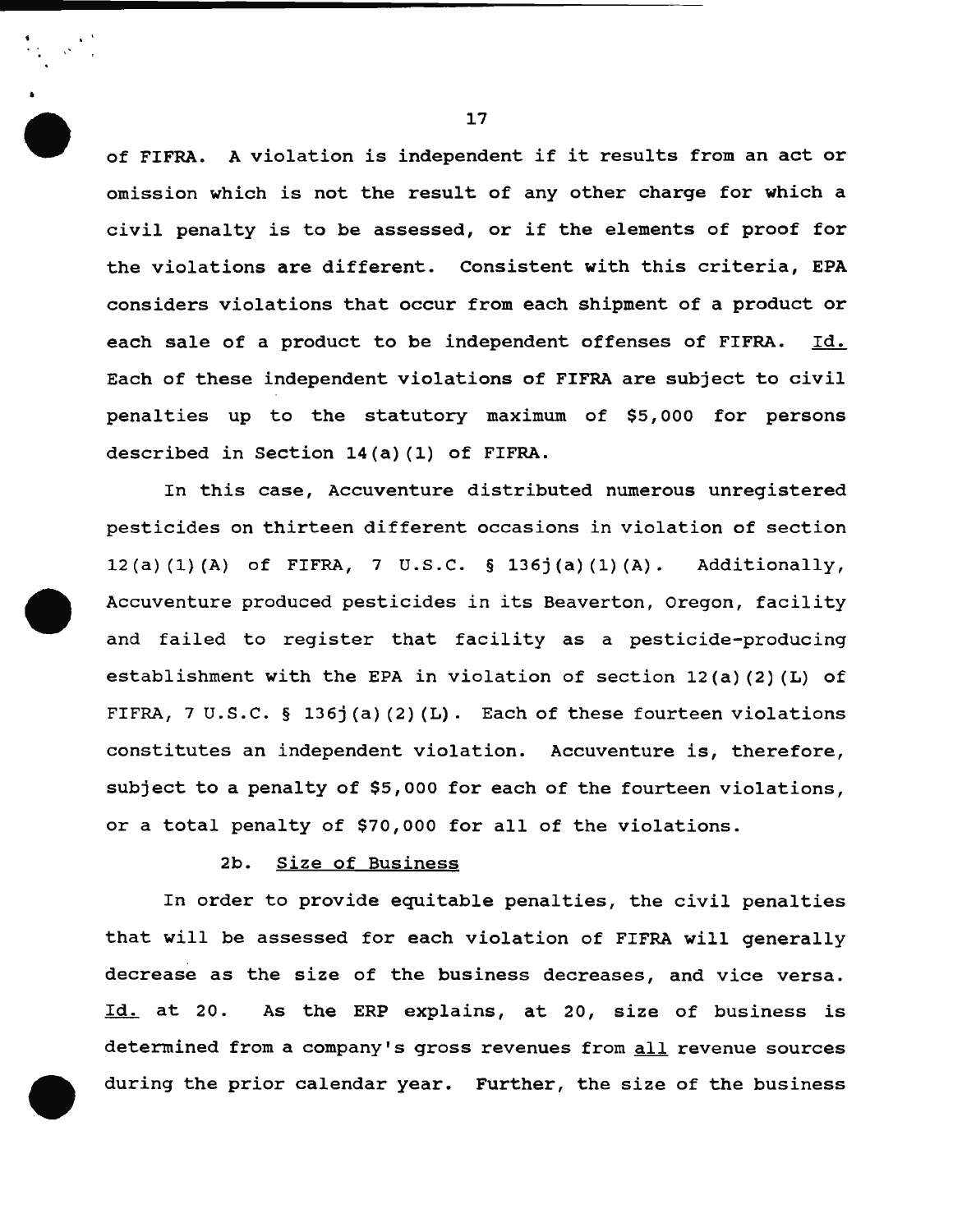of FIFRA. A violation is independent if it results from an act or omission which is not the result of any other charge for which a civil penalty is to be assessed, or if the elements of proof for the violations are different. Consistent with this criteria, EPA considers violations that occur from each shipment of a product or each sale of a product to be independent offenses of FIFRA. Id. Each of these independent violations of FIFRA are subject to civil penalties up to the statutory maximum of $5,000 for persons described in Section 14(a)(1) of FIFRA.

In this case, Accuventure distributed numerous unregistered pesticides on thirteen different occasions in violation of section 12(a)(1)(A) of FIFRA, 7 U.S.C. § 136j(a)(1)(A). Additionally, Accuventure produced pesticides in its Beaverton, Oregon, facility and failed to register that facility as a pesticide-producing establishment with the EPA in violation of section 12(a)(2)(L) of FIFRA, 7 U.S.C. § 136j(a)(2)(L). Each of these fourteen violations constitutes an independent violation. Accuventure is, therefore, subject to a penalty of $5,000 for each of the fourteen violations, or a total penalty of $70,000 for all of the violations.

2b. Size of Business

In order to provide equitable penalties, the civil penalties that will be assessed for each violation of FIFRA will generally decrease as the size of the business decreases, and vice versa. Id. at 20. As the ERP explains, at 20, size of business is determined from a company's gross revenues from all revenue sources during the prior calendar year. Further, the size of the business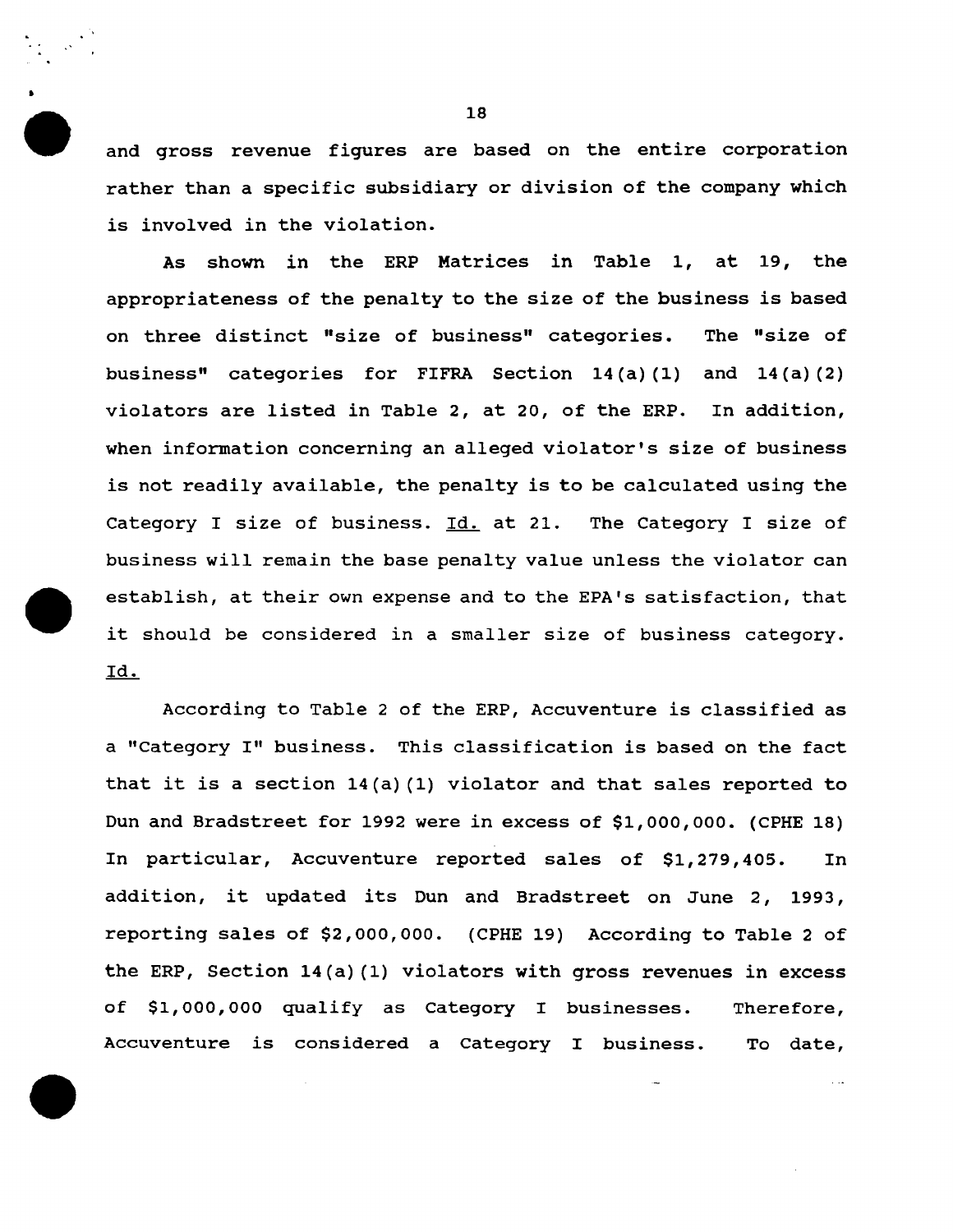and gross revenue figures are based on the entire corporation rather than a specific subsidiary or division of the company which is involved in the violation.

As shown in the ERP Matrices in Table 1, at 19, the appropriateness of the penalty to the size of the business is based on three distinct "size of business" categories. The "size of business" categories for FIFRA Section 14(a)(1) and 14(a)(2) violators are listed in Table 2, at 20, of the ERP. In addition, when information concerning an alleged violator's size of business is not readily available, the penalty is to be calculated using the Category I size of business. Id. at 21. The Category I size of business will remain the base penalty value unless the violator can establish, at their own expense and to the EPA's satisfaction, that it should be considered in a smaller size of business category. Id.

According to Table 2 of the ERP, Accuventure is classified as a "Category I" business. This classification is based on the fact that it is a section 14(a)(1) violator and that sales reported to Dun and Bradstreet for 1992 were in excess of $1,000,000. (CPHE 18) In particular, Accuventure reported sales of $1,279,405. In addition, it updated its Dun and Bradstreet on June 2, 1993, reporting sales of $2,000,000. (CPHE 19) According to Table 2 of the ERP, Section 14(a)(1) violators with gross revenues in excess of $1,000,000 qualify as Category I businesses. Therefore, Accuventure is considered a Category I business. To date,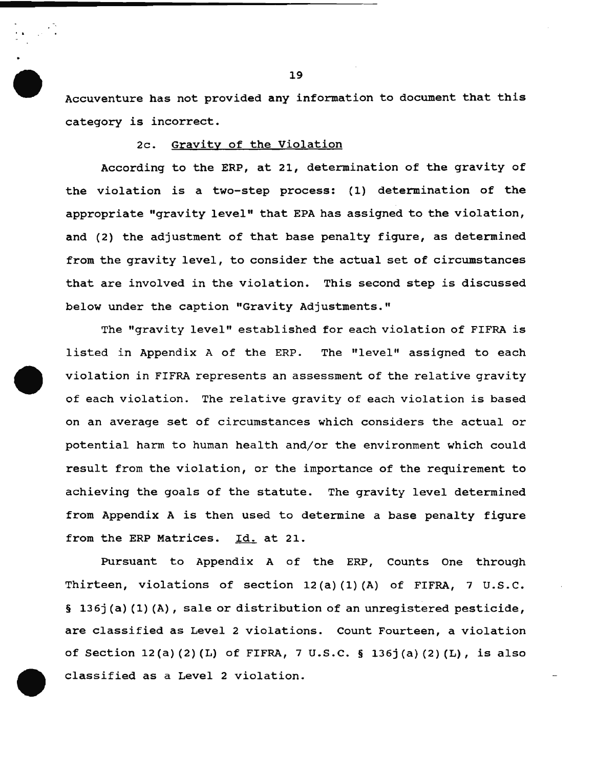Accuventure has not provided any information to document that this category is incorrect.

2c. Gravity of the Violation

According to the ERP, at 21, determination of the gravity of the violation is a two-step process: (1) determination of the appropriate "gravity level" that EPA has assigned to the violation, and (2) the adjustment of that base penalty figure, as determined from the gravity level, to consider the actual set of circumstances that are involved in the violation. This second step is discussed below under the caption "Gravity Adjustments."

The "gravity level" established for each violation of FIFRA is listed in Appendix A of the ERP. The "level" assigned to each violation in FIFRA represents an assessment of the relative gravity of each violation. The relative gravity of each violation is based on an average set of circumstances which considers the actual or potential harm to human health and/or the environment which could result from the violation, or the importance of the requirement to achieving the goals of the statute. The gravity level determined from Appendix A is then used to determine a base penalty figure from the ERP Matrices. Id. at 21.

Pursuant to Appendix A of the ERP, Counts One through Thirteen, violations of section 12(a)(1)(A) of FIFRA, 7 U.S.C. § 136j(a)(1)(A), sale or distribution of an unregistered pesticide, are classified as Level 2 violations. Count Fourteen, a violation of Section 12(a)(2)(L) of FIFRA, 7 U.S.C. § 136j(a)(2)(L), is also classified as a Level 2 violation.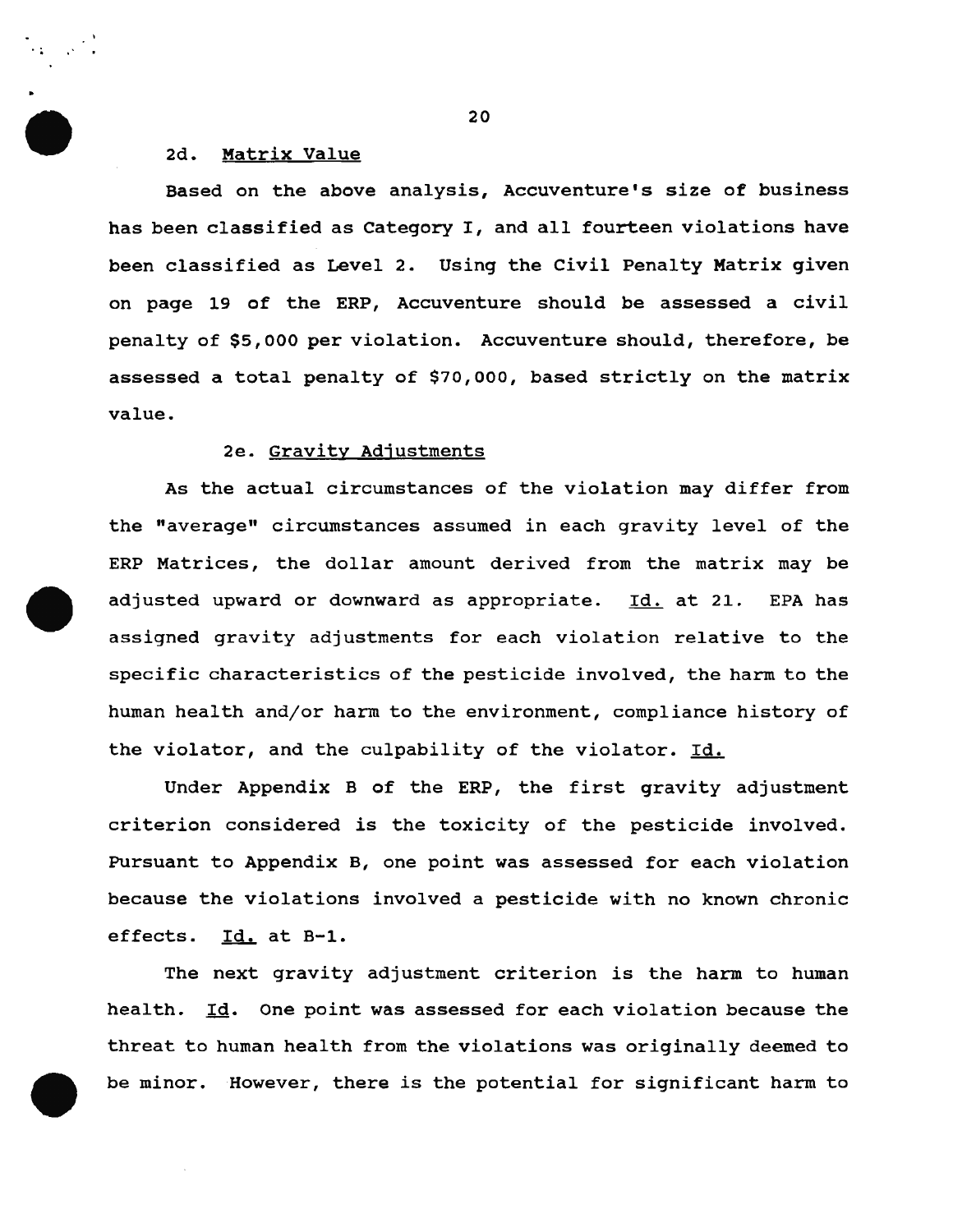2d. <u>Matrix Value</u>

Based on the above analysis, Accuventure's size of business has been classified as Category I, and all fourteen violations have been classified as Level 2. Using the Civil Penalty Matrix given on page 19 of the ERP, Accuventure should be assessed a civil penalty of $5,000 per violation. Accuventure should, therefore, be assessed a total penalty of $70,000, based strictly on the matrix value.

2e. <u>Gravity Adjustments</u>

As the actual circumstances of the violation may differ from the "average" circumstances assumed in each gravity level of the ERP Matrices, the dollar amount derived from the matrix may be adjusted upward or downward as appropriate. Id. at 21. EPA has assigned gravity adjustments for each violation relative to the specific characteristics of the pesticide involved, the harm to the human health and/or harm to the environment, compliance history of the violator, and the culpability of the violator. Id.

Under Appendix B of the ERP, the first gravity adjustment criterion considered is the toxicity of the pesticide involved. Pursuant to Appendix B, one point was assessed for each violation because the violations involved a pesticide with no known chronic effects. Id. at B-1.

The next gravity adjustment criterion is the harm to human health. Id. One point was assessed for each violation because the threat to human health from the violations was originally deemed to be minor. However, there is the potential for significant harm to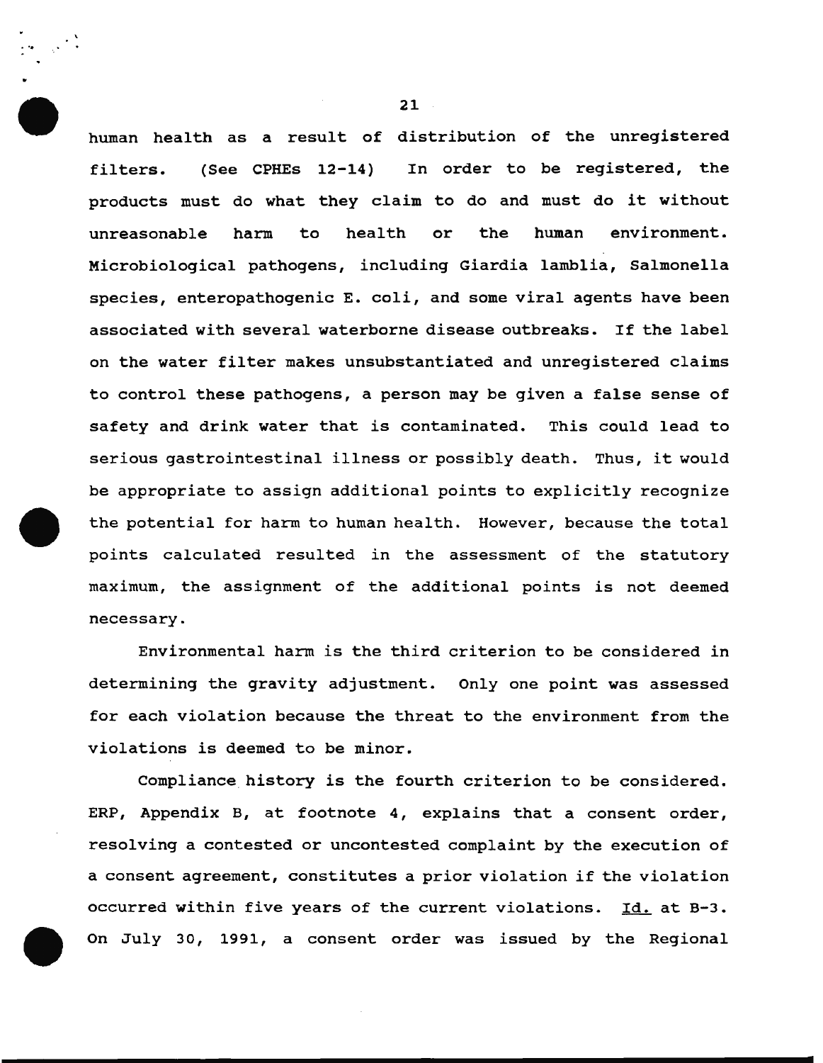human health as a result of distribution of the unregistered filters. (See CPHEs 12-14) In order to be registered, the products must do what they claim to do and must do it without unreasonable harm to health or the human environment. Microbiological pathogens, including Giardia lamblia, Salmonella species, enteropathogenic E. coli, and some viral agents have been associated with several waterborne disease outbreaks. If the label on the water filter makes unsubstantiated and unregistered claims to control these pathogens, a person may be given a false sense of safety and drink water that is contaminated. This could lead to serious gastrointestinal illness or possibly death. Thus, it would be appropriate to assign additional points to explicitly recognize the potential for harm to human health. However, because the total points calculated resulted in the assessment of the statutory maximum, the assignment of the additional points is not deemed necessary.

Environmental harm is the third criterion to be considered in determining the gravity adjustment. Only one point was assessed for each violation because the threat to the environment from the violations is deemed to be minor.

Compliance history is the fourth criterion to be considered. ERP, Appendix B, at footnote 4, explains that a consent order, resolving a contested or uncontested complaint by the execution of a consent agreement, constitutes a prior violation if the violation occurred within five years of the current violations. Id. at B-3. On July 30, 1991, a consent order was issued by the Regional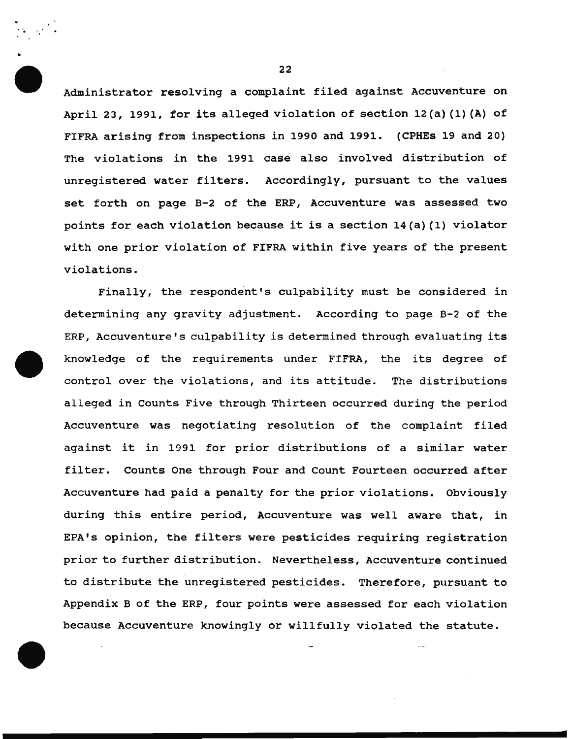Administrator resolving a complaint filed against Accuventure on April 23, 1991, for its alleged violation of section 12(a)(1)(A) of FIFRA arising from inspections in 1990 and 1991. (CPHEs 19 and 20) The violations in the 1991 case also involved distribution of unregistered water filters. Accordingly, pursuant to the values set forth on page B-2 of the ERP, Accuventure was assessed two points for each violation because it is a section 14(a)(1) violator with one prior violation of FIFRA within five years of the present violations.

Finally, the respondent's culpability must be considered in determining any gravity adjustment. According to page B-2 of the ERP, Accuventure's culpability is determined through evaluating its knowledge of the requirements under FIFRA, the its degree of control over the violations, and its attitude. The distributions alleged in Counts Five through Thirteen occurred during the period Accuventure was negotiating resolution of the complaint filed against it in 1991 for prior distributions of a similar water filter. Counts One through Four and Count Fourteen occurred after Accuventure had paid a penalty for the prior violations. Obviously during this entire period, Accuventure was well aware that, in EPA's opinion, the filters were pesticides requiring registration prior to further distribution. Nevertheless, Accuventure continued to distribute the unregistered pesticides. Therefore, pursuant to Appendix B of the ERP, four points were assessed for each violation because Accuventure knowingly or willfully violated the statute.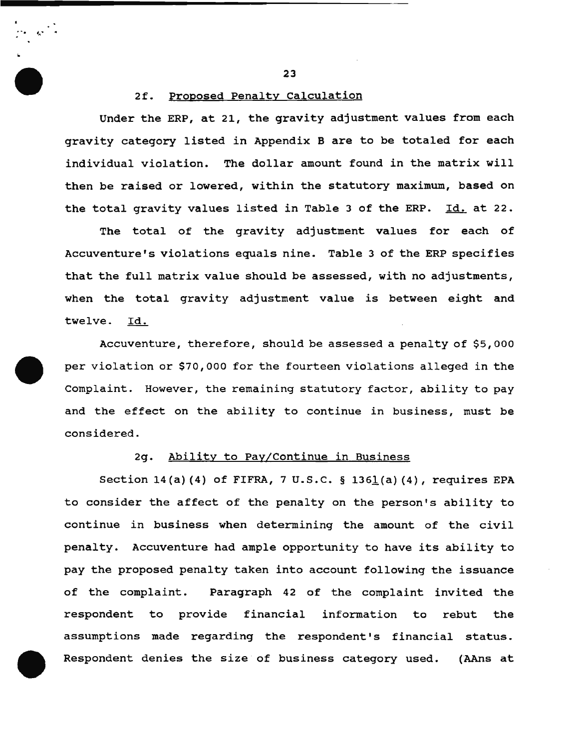### 2f. Proposed Penalty Calculation

Under the ERP, at 21, the gravity adjustment values from each gravity category listed in Appendix B are to be totaled for each individual violation. The dollar amount found in the matrix will then be raised or lowered, within the statutory maximum, based on the total gravity values listed in Table 3 of the ERP. Id. at 22.

The total of the gravity adjustment values for each of Accuventure's violations equals nine. Table 3 of the ERP specifies that the full matrix value should be assessed, with no adjustments, when the total gravity adjustment value is between eight and twelve. Id.

Accuventure, therefore, should be assessed a penalty of $5,000 per violation or $70,000 for the fourteen violations alleged in the Complaint. However, the remaining statutory factor, ability to pay and the effect on the ability to continue in business, must be considered.

### 2g. Ability to Pay/Continue in Business

Section 14(a)(4) of FIFRA, 7 U.S.C. § 136l(a)(4), requires EPA to consider the affect of the penalty on the person's ability to continue in business when determining the amount of the civil penalty. Accuventure had ample opportunity to have its ability to pay the proposed penalty taken into account following the issuance of the complaint. Paragraph 42 of the complaint invited the respondent to provide financial information to rebut the assumptions made regarding the respondent's financial status. Respondent denies the size of business category used. (AAns at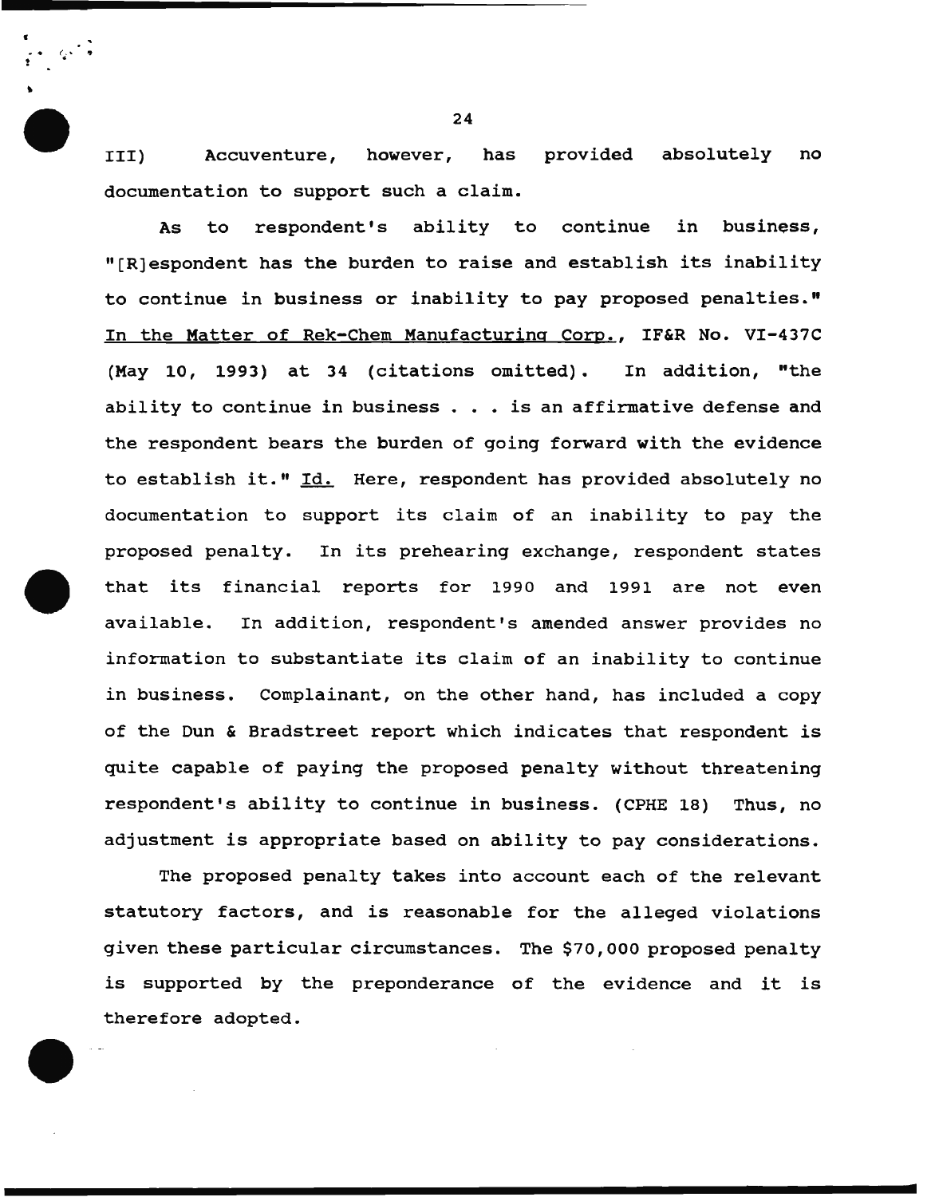III) Accuventure, however, has provided absolutely no documentation to support such a claim.

As to respondent's ability to continue in business, "[R]espondent has the burden to raise and establish its inability to continue in business or inability to pay proposed penalties." In the Matter of Rek-Chem Manufacturing Corp., IF&R No. VI-437C (May 10, 1993) at 34 (citations omitted). In addition, "the ability to continue in business . . . is an affirmative defense and the respondent bears the burden of going forward with the evidence to establish it." Id. Here, respondent has provided absolutely no documentation to support its claim of an inability to pay the proposed penalty. In its prehearing exchange, respondent states that its financial reports for 1990 and 1991 are not even available. In addition, respondent's amended answer provides no information to substantiate its claim of an inability to continue in business. Complainant, on the other hand, has included a copy of the Dun & Bradstreet report which indicates that respondent is quite capable of paying the proposed penalty without threatening respondent's ability to continue in business. (CPHE 18) Thus, no adjustment is appropriate based on ability to pay considerations.

The proposed penalty takes into account each of the relevant statutory factors, and is reasonable for the alleged violations given these particular circumstances. The $70,000 proposed penalty is supported by the preponderance of the evidence and it is therefore adopted.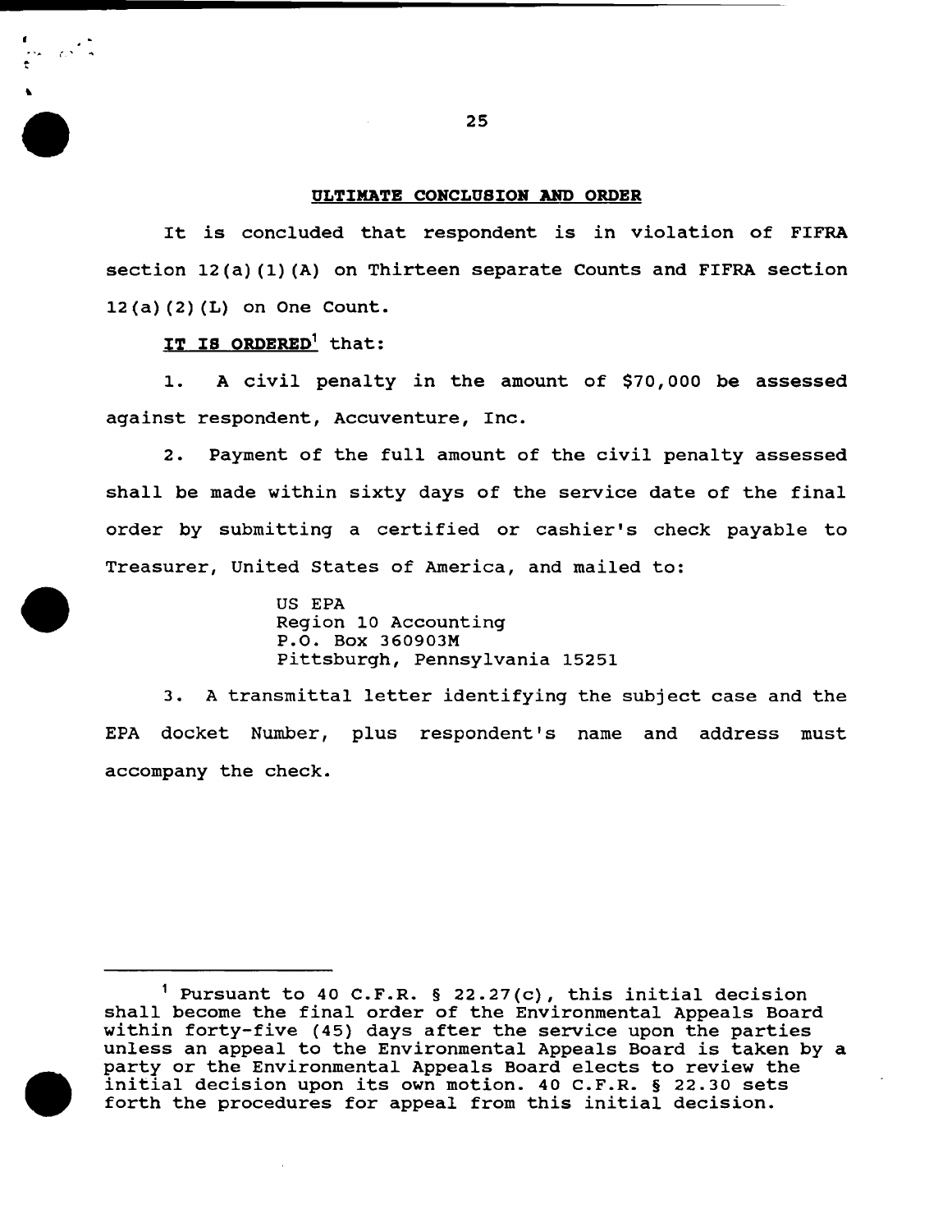**ULTIMATE CONCLUSION AND ORDER**

It is concluded that respondent is in violation of FIFRA section 12(a)(1)(A) on Thirteen separate Counts and FIFRA section 12(a)(2)(L) on One Count.

**IT IS ORDERED**[1] that:

1. A civil penalty in the amount of $70,000 be assessed against respondent, Accuventure, Inc.

2. Payment of the full amount of the civil penalty assessed shall be made within sixty days of the service date of the final order by submitting a certified or cashier's check payable to Treasurer, United States of America, and mailed to:

> US EPA
> Region 10 Accounting
> P.O. Box 360903M
> Pittsburgh, Pennsylvania 15251

3. A transmittal letter identifying the subject case and the EPA docket Number, plus respondent's name and address must accompany the check.

---

[1] Pursuant to 40 C.F.R. § 22.27(c), this initial decision shall become the final order of the Environmental Appeals Board within forty-five (45) days after the service upon the parties unless an appeal to the Environmental Appeals Board is taken by a party or the Environmental Appeals Board elects to review the initial decision upon its own motion. 40 C.F.R. § 22.30 sets forth the procedures for appeal from this initial decision.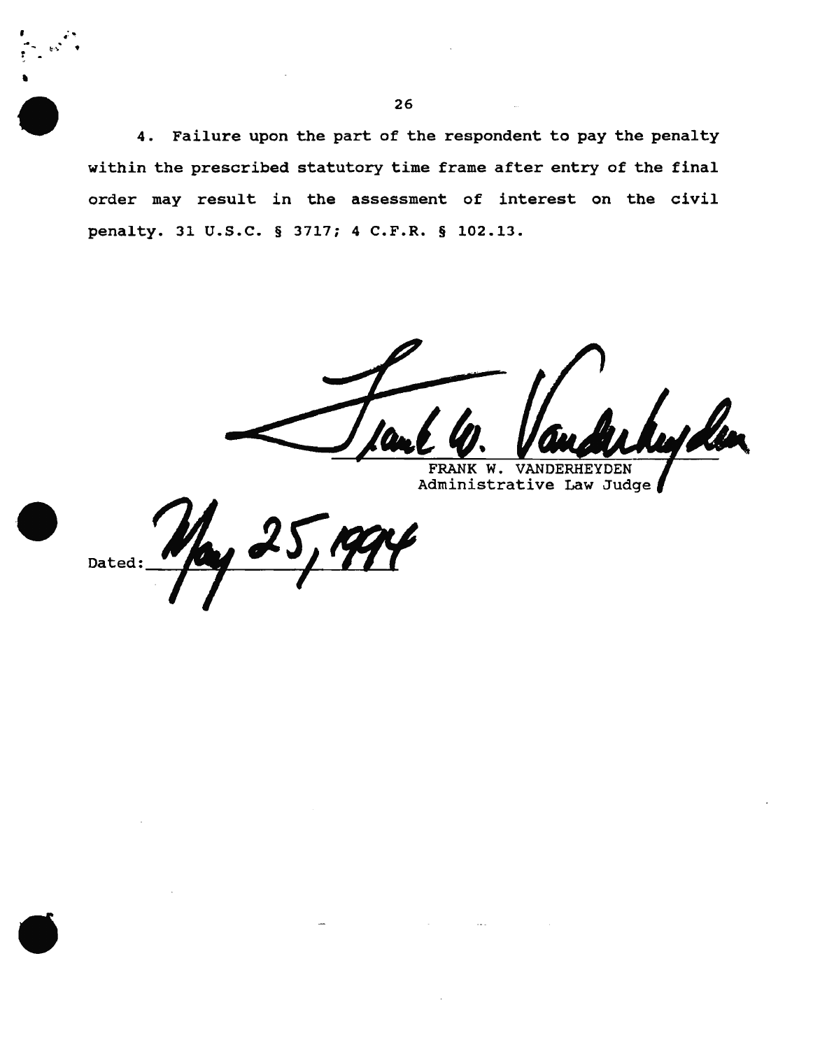4. Failure upon the part of the respondent to pay the penalty within the prescribed statutory time frame after entry of the final order may result in the assessment of interest on the civil penalty. 31 U.S.C. § 3717; 4 C.F.R. § 102.13.

FRANK W. VANDERHEYDEN
Administrative Law Judge

Dated: May 25, 1994